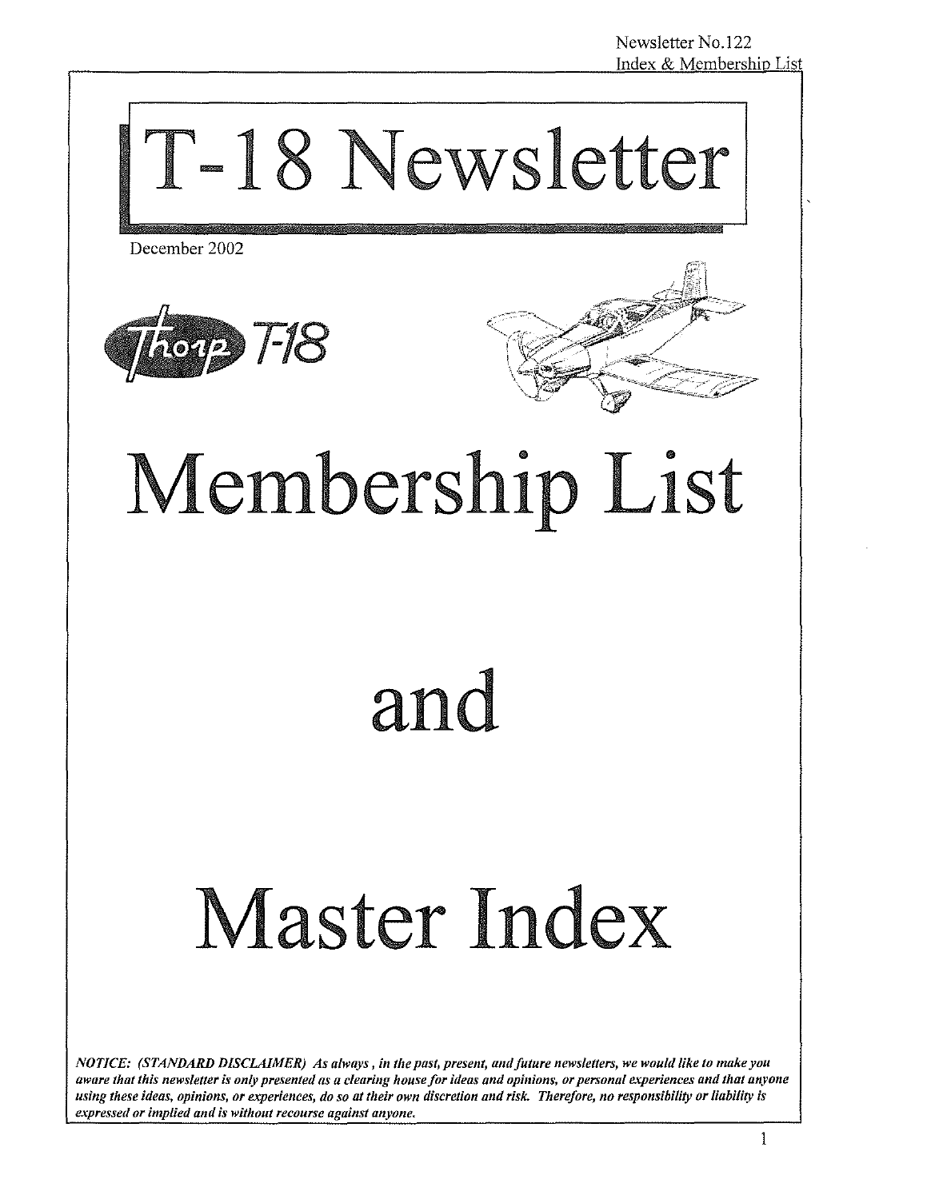Newsletter No.122
Index & Membership List

# T-18 Newsletter

December 2002

# Membership List

# and

# Master Index

***NOTICE: (STANDARD DISCLAIMER) As always, in the past, present, and future newsletters, we would like to make you aware that this newsletter is only presented as a clearing house for ideas and opinions, or personal experiences and that anyone using these ideas, opinions, or experiences, do so at their own discretion and risk. Therefore, no responsibility or liability is expressed or implied and is without recourse against anyone.***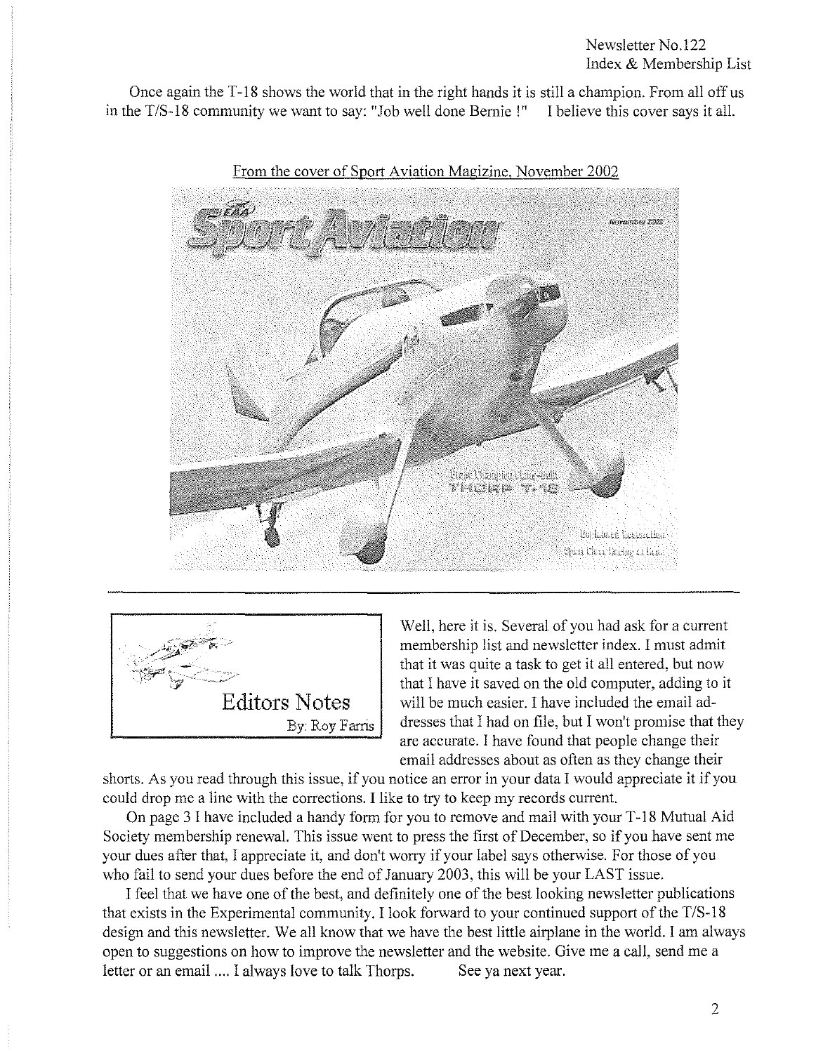Once again the T-18 shows the world that in the right hands it is still a champion. From all off us in the T/S-18 community we want to say: "Job well done Bernie !" I believe this cover says it all.

From the cover of Sport Aviation Magizine, November 2002

## Editors Notes

By: Roy Farris

Well, here it is. Several of you had ask for a current membership list and newsletter index. I must admit that it was quite a task to get it all entered, but now that I have it saved on the old computer, adding to it will be much easier. I have included the email addresses that I had on file, but I won't promise that they are accurate. I have found that people change their email addresses about as often as they change their shorts. As you read through this issue, if you notice an error in your data I would appreciate it if you could drop me a line with the corrections. I like to try to keep my records current.

On page 3 I have included a handy form for you to remove and mail with your T-18 Mutual Aid Society membership renewal. This issue went to press the first of December, so if you have sent me your dues after that, I appreciate it, and don't worry if your label says otherwise. For those of you who fail to send your dues before the end of January 2003, this will be your LAST issue.

I feel that we have one of the best, and definitely one of the best looking newsletter publications that exists in the Experimental community. I look forward to your continued support of the T/S-18 design and this newsletter. We all know that we have the best little airplane in the world. I am always open to suggestions on how to improve the newsletter and the website. Give me a call, send me a letter or an email .... I always love to talk Thorps. See ya next year.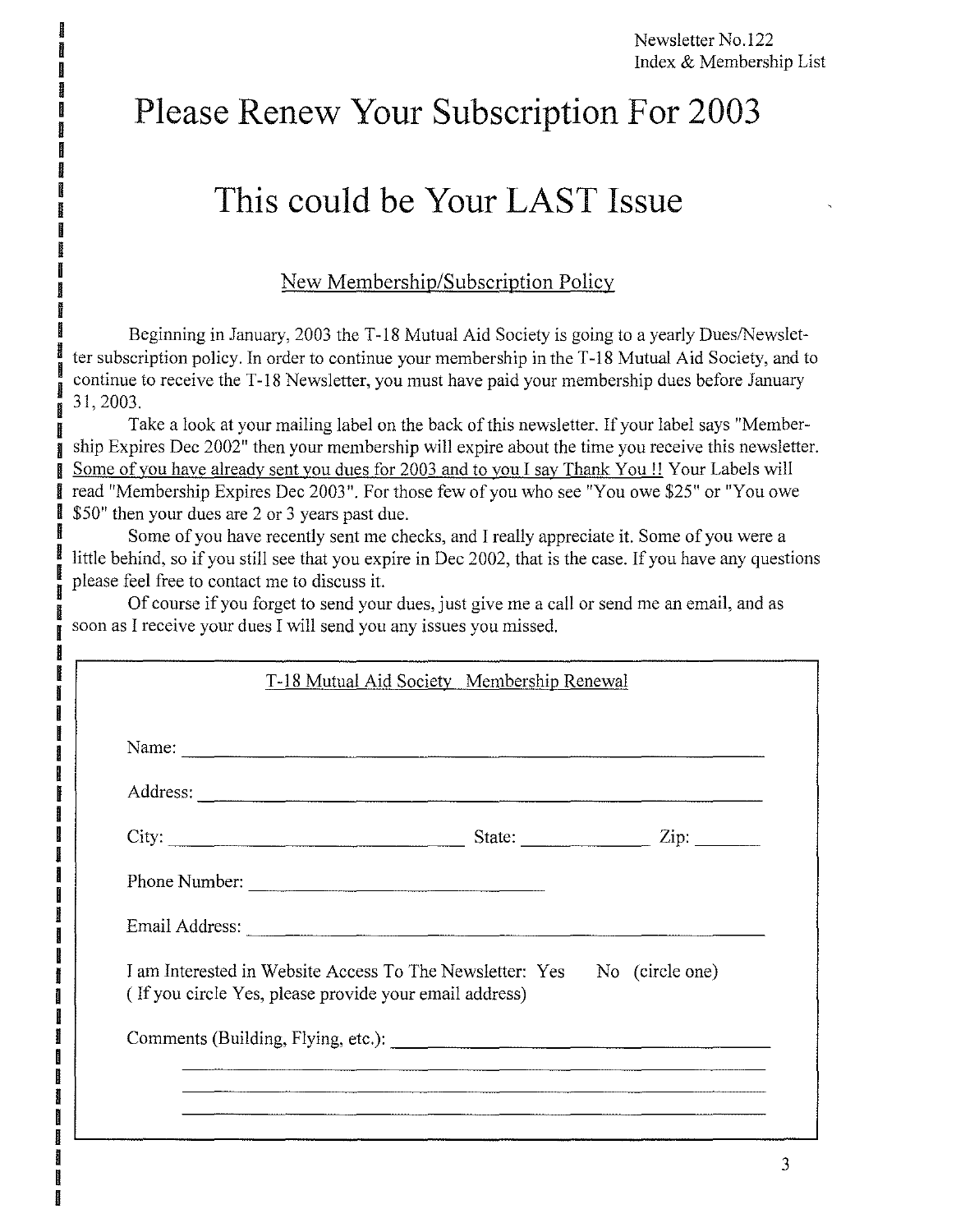# Please Renew Your Subscription For 2003

# This could be Your LAST Issue

## New Membership/Subscription Policy

Beginning in January, 2003 the T-18 Mutual Aid Society is going to a yearly Dues/Newsletter subscription policy. In order to continue your membership in the T-18 Mutual Aid Society, and to continue to receive the T-18 Newsletter, you must have paid your membership dues before January 31, 2003.

Take a look at your mailing label on the back of this newsletter. If your label says "Membership Expires Dec 2002" then your membership will expire about the time you receive this newsletter. Some of you have already sent you dues for 2003 and to you I say Thank You !! Your Labels will read "Membership Expires Dec 2003". For those few of you who see "You owe $25" or "You owe $50" then your dues are 2 or 3 years past due.

Some of you have recently sent me checks, and I really appreciate it. Some of you were a little behind, so if you still see that you expire in Dec 2002, that is the case. If you have any questions please feel free to contact me to discuss it.

Of course if you forget to send your dues, just give me a call or send me an email, and as soon as I receive your dues I will send you any issues you missed.

---

T-18 Mutual Aid Society Membership Renewal

Name: ______________________________________________

Address: ____________________________________________

City: ______________________ State: __________ Zip: ______

Phone Number: ________________________

Email Address: _______________________________________

I am Interested in Website Access To The Newsletter: Yes No (circle one)
( If you circle Yes, please provide your email address)

Comments (Building, Flying, etc.): ___________________________

_____________________________________________________

_____________________________________________________

_____________________________________________________

---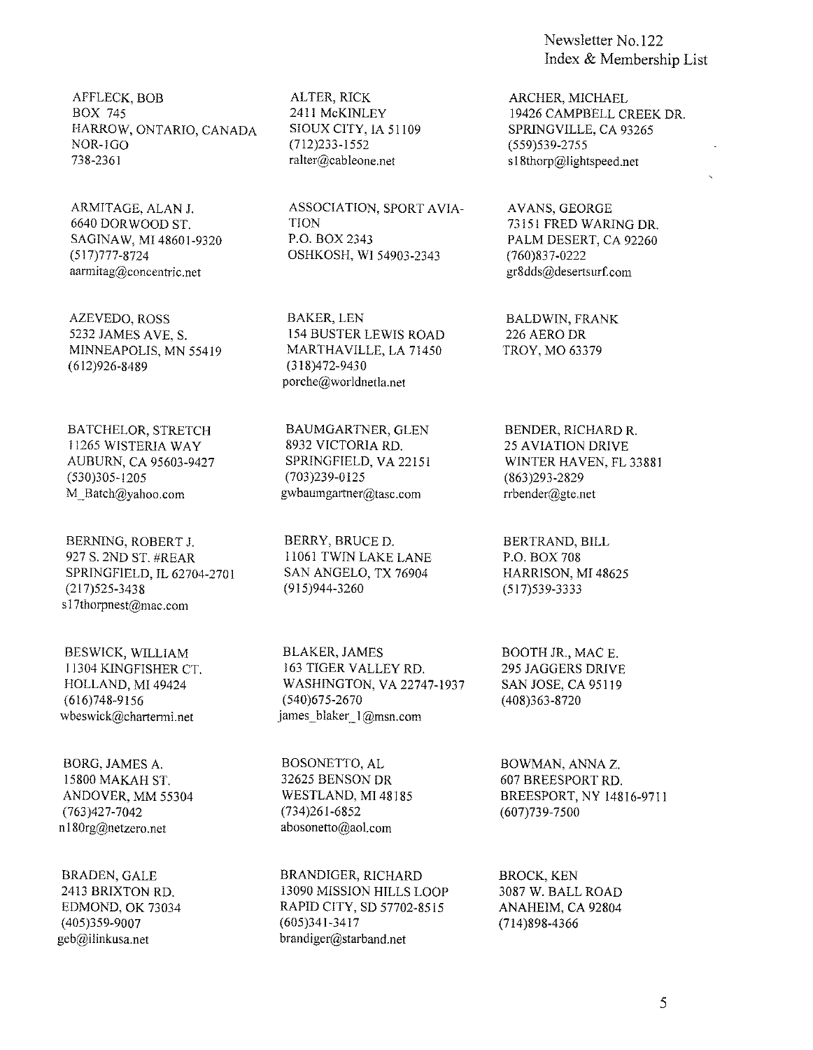Newsletter No.122
Index & Membership List

AFFLECK, BOB
BOX 745
HARROW, ONTARIO, CANADA
NOR-1GO
738-2361

ALTER, RICK
2411 McKINLEY
SIOUX CITY, IA 51109
(712)233-1552
ralter@cableone.net

ARCHER, MICHAEL
19426 CAMPBELL CREEK DR.
SPRINGVILLE, CA 93265
(559)539-2755
s18thorp@lightspeed.net

ARMITAGE, ALAN J.
6640 DORWOOD ST.
SAGINAW, MI 48601-9320
(517)777-8724
aarmitag@concentric.net

ASSOCIATION, SPORT AVIA-TION
P.O. BOX 2343
OSHKOSH, WI 54903-2343

AVANS, GEORGE
73151 FRED WARING DR.
PALM DESERT, CA 92260
(760)837-0222
gr8dds@desertsurf.com

AZEVEDO, ROSS
5232 JAMES AVE, S.
MINNEAPOLIS, MN 55419
(612)926-8489

BAKER, LEN
154 BUSTER LEWIS ROAD
MARTHAVILLE, LA 71450
(318)472-9430
porche@worldnetla.net

BALDWIN, FRANK
226 AERO DR
TROY, MO 63379

BATCHELOR, STRETCH
11265 WISTERIA WAY
AUBURN, CA 95603-9427
(530)305-1205
M_Batch@yahoo.com

BAUMGARTNER, GLEN
8932 VICTORIA RD.
SPRINGFIELD, VA 22151
(703)239-0125
gwbaumgartner@tasc.com

BENDER, RICHARD R.
25 AVIATION DRIVE
WINTER HAVEN, FL 33881
(863)293-2829
rrbender@gte.net

BERNING, ROBERT J.
927 S. 2ND ST. #REAR
SPRINGFIELD, IL 62704-2701
(217)525-3438
s17thorpnest@mac.com

BERRY, BRUCE D.
11061 TWIN LAKE LANE
SAN ANGELO, TX 76904
(915)944-3260

BERTRAND, BILL
P.O. BOX 708
HARRISON, MI 48625
(517)539-3333

BESWICK, WILLIAM
11304 KINGFISHER CT.
HOLLAND, MI 49424
(616)748-9156
wbeswick@chartermi.net

BLAKER, JAMES
163 TIGER VALLEY RD.
WASHINGTON, VA 22747-1937
(540)675-2670
james_blaker_1@msn.com

BOOTH JR., MAC E.
295 JAGGERS DRIVE
SAN JOSE, CA 95119
(408)363-8720

BORG, JAMES A.
15800 MAKAH ST.
ANDOVER, MM 55304
(763)427-7042
n180rg@netzero.net

BOSONETTO, AL
32625 BENSON DR
WESTLAND, MI 48185
(734)261-6852
abosonetto@aol.com

BOWMAN, ANNA Z.
607 BREESPORT RD.
BREESPORT, NY 14816-9711
(607)739-7500

BRADEN, GALE
2413 BRIXTON RD.
EDMOND, OK 73034
(405)359-9007
geb@ilinkusa.net

BRANDIGER, RICHARD
13090 MISSION HILLS LOOP
RAPID CITY, SD 57702-8515
(605)341-3417
brandiger@starband.net

BROCK, KEN
3087 W. BALL ROAD
ANAHEIM, CA 92804
(714)898-4366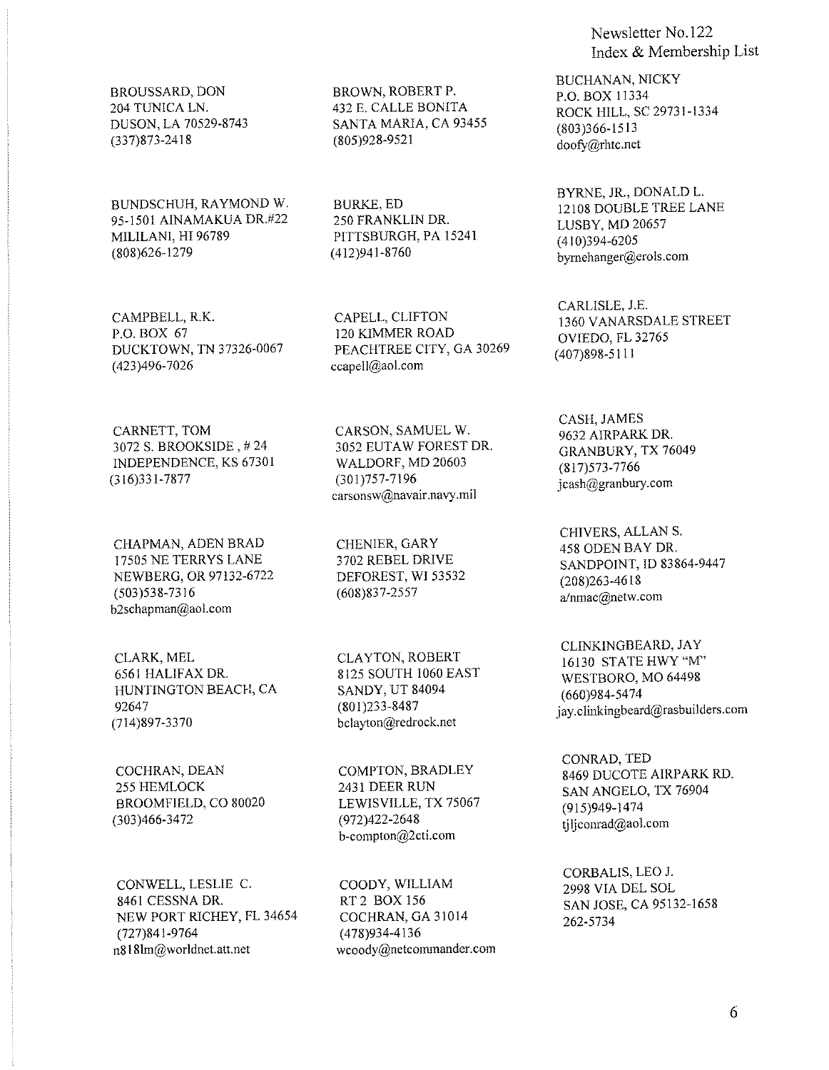BROUSSARD, DON
204 TUNICA LN.
DUSON, LA 70529-8743
(337)873-2418

BROWN, ROBERT P.
432 E. CALLE BONITA
SANTA MARIA, CA 93455
(805)928-9521

BUCHANAN, NICKY
P.O. BOX 11334
ROCK HILL, SC 29731-1334
(803)366-1513
doofy@rhtc.net

BUNDSCHUH, RAYMOND W.
95-1501 AINAMAKUA DR.#22
MILILANI, HI 96789
(808)626-1279

BURKE, ED
250 FRANKLIN DR.
PITTSBURGH, PA 15241
(412)941-8760

BYRNE, JR., DONALD L.
12108 DOUBLE TREE LANE
LUSBY, MD 20657
(410)394-6205
byrnehanger@erols.com

CAMPBELL, R.K.
P.O. BOX 67
DUCKTOWN, TN 37326-0067
(423)496-7026

CAPELL, CLIFTON
120 KIMMER ROAD
PEACHTREE CITY, GA 30269
ccapell@aol.com

CARLISLE, J.E.
1360 VANARSDALE STREET
OVIEDO, FL 32765
(407)898-5111

CARNETT, TOM
3072 S. BROOKSIDE , # 24
INDEPENDENCE, KS 67301
(316)331-7877

CARSON, SAMUEL W.
3052 EUTAW FOREST DR.
WALDORF, MD 20603
(301)757-7196
carsonsw@navair.navy.mil

CASH, JAMES
9632 AIRPARK DR.
GRANBURY, TX 76049
(817)573-7766
jcash@granbury.com

CHAPMAN, ADEN BRAD
17505 NE TERRYS LANE
NEWBERG, OR 97132-6722
(503)538-7316
b2schapman@aol.com

CHENIER, GARY
3702 REBEL DRIVE
DEFOREST, WI 53532
(608)837-2557

CHIVERS, ALLAN S.
458 ODEN BAY DR.
SANDPOINT, ID 83864-9447
(208)263-4618
a/nmac@netw.com

CLARK, MEL
6561 HALIFAX DR.
HUNTINGTON BEACH, CA
92647
(714)897-3370

CLAYTON, ROBERT
8125 SOUTH 1060 EAST
SANDY, UT 84094
(801)233-8487
bclayton@redrock.net

CLINKINGBEARD, JAY
16130 STATE HWY "M"
WESTBORO, MO 64498
(660)984-5474
jay.clinkingbeard@rasbuilders.com

COCHRAN, DEAN
255 HEMLOCK
BROOMFIELD, CO 80020
(303)466-3472

COMPTON, BRADLEY
2431 DEER RUN
LEWISVILLE, TX 75067
(972)422-2648
b-compton@2cti.com

CONRAD, TED
8469 DUCOTE AIRPARK RD.
SAN ANGELO, TX 76904
(915)949-1474
tjljconrad@aol.com

CONWELL, LESLIE C.
8461 CESSNA DR.
NEW PORT RICHEY, FL 34654
(727)841-9764
n818lm@worldnet.att.net

COODY, WILLIAM
RT 2 BOX 156
COCHRAN, GA 31014
(478)934-4136
wcoody@netcommander.com

CORBALIS, LEO J.
2998 VIA DEL SOL
SAN JOSE, CA 95132-1658
262-5734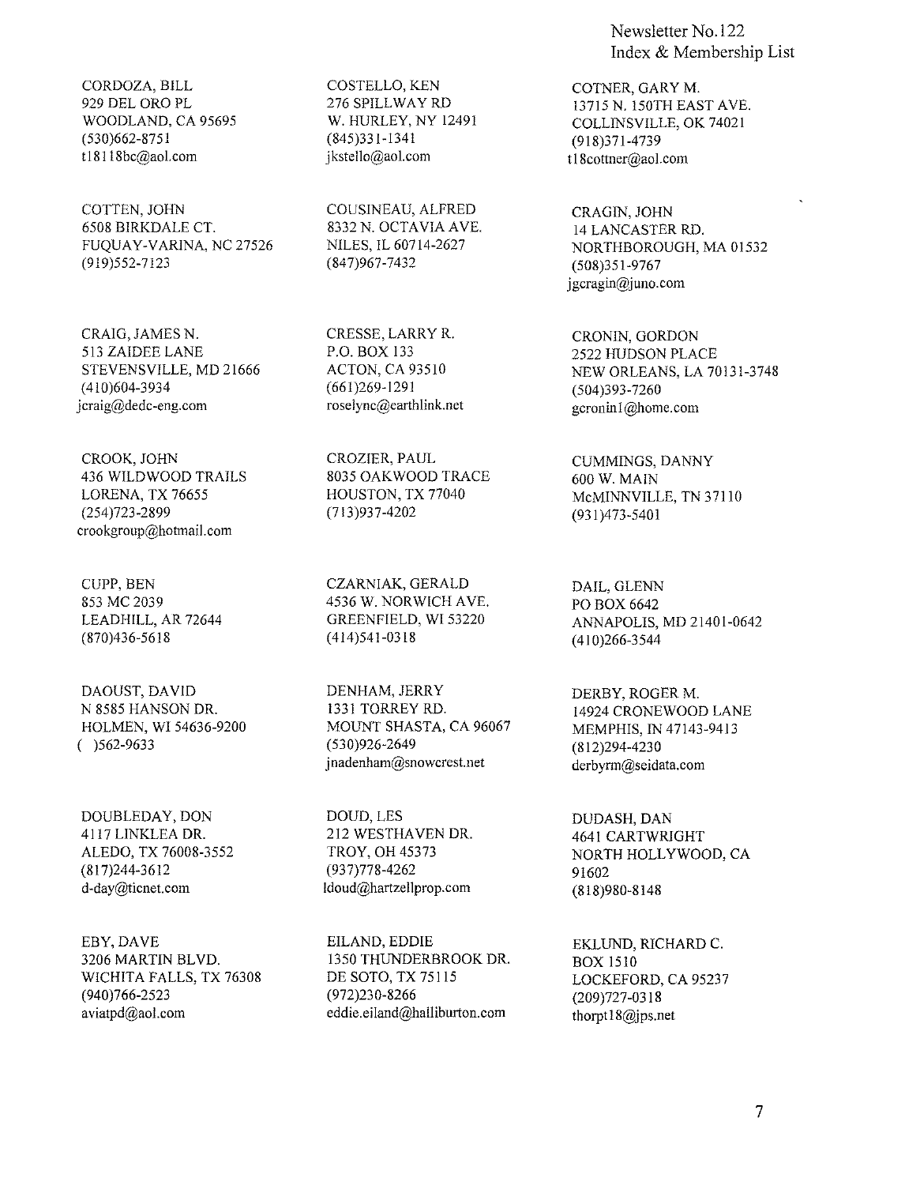CORDOZA, BILL
929 DEL ORO PL
WOODLAND, CA 95695
(530)662-8751
t18118bc@aol.com

COSTELLO, KEN
276 SPILLWAY RD
W. HURLEY, NY 12491
(845)331-1341
jkstello@aol.com

COTNER, GARY M.
13715 N. 150TH EAST AVE.
COLLINSVILLE, OK 74021
(918)371-4739
t18cottner@aol.com

COTTEN, JOHN
6508 BIRKDALE CT.
FUQUAY-VARINA, NC 27526
(919)552-7123

COUSINEAU, ALFRED
8332 N. OCTAVIA AVE.
NILES, IL 60714-2627
(847)967-7432

CRAGIN, JOHN
14 LANCASTER RD.
NORTHBOROUGH, MA 01532
(508)351-9767
jgcragin@juno.com

CRAIG, JAMES N.
513 ZAIDEE LANE
STEVENSVILLE, MD 21666
(410)604-3934
jcraig@dedc-eng.com

CRESSE, LARRY R.
P.O. BOX 133
ACTON, CA 93510
(661)269-1291
roselync@earthlink.net

CRONIN, GORDON
2522 HUDSON PLACE
NEW ORLEANS, LA 70131-3748
(504)393-7260
gcronin1@home.com

CROOK, JOHN
436 WILDWOOD TRAILS
LORENA, TX 76655
(254)723-2899
crookgroup@hotmail.com

CROZIER, PAUL
8035 OAKWOOD TRACE
HOUSTON, TX 77040
(713)937-4202

CUMMINGS, DANNY
600 W. MAIN
McMINNVILLE, TN 37110
(931)473-5401

CUPP, BEN
853 MC 2039
LEADHILL, AR 72644
(870)436-5618

CZARNIAK, GERALD
4536 W. NORWICH AVE.
GREENFIELD, WI 53220
(414)541-0318

DAIL, GLENN
PO BOX 6642
ANNAPOLIS, MD 21401-0642
(410)266-3544

DAOUST, DAVID
N 8585 HANSON DR.
HOLMEN, WI 54636-9200
( )562-9633

DENHAM, JERRY
1331 TORREY RD.
MOUNT SHASTA, CA 96067
(530)926-2649
jnadenham@snowcrest.net

DERBY, ROGER M.
14924 CRONEWOOD LANE
MEMPHIS, IN 47143-9413
(812)294-4230
derbyrm@seidata.com

DOUBLEDAY, DON
4117 LINKLEA DR.
ALEDO, TX 76008-3552
(817)244-3612
d-day@ticnet.com

DOUD, LES
212 WESTHAVEN DR.
TROY, OH 45373
(937)778-4262
ldoud@hartzellprop.com

DUDASH, DAN
4641 CARTWRIGHT
NORTH HOLLYWOOD, CA
91602
(818)980-8148

EBY, DAVE
3206 MARTIN BLVD.
WICHITA FALLS, TX 76308
(940)766-2523
aviatpd@aol.com

EILAND, EDDIE
1350 THUNDERBROOK DR.
DE SOTO, TX 75115
(972)230-8266
eddie.eiland@halliburton.com

EKLUND, RICHARD C.
BOX 1510
LOCKEFORD, CA 95237
(209)727-0318
thorpt18@jps.net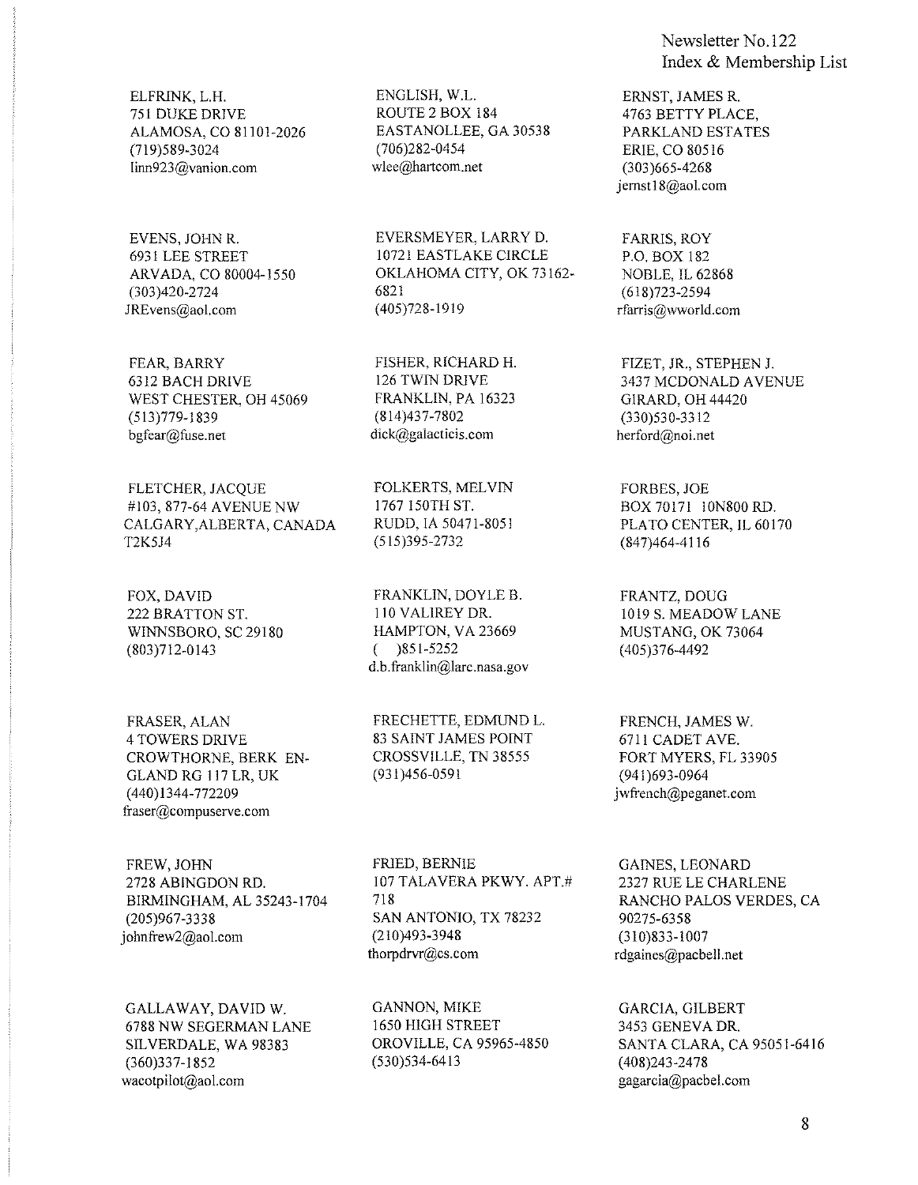ELFRINK, L.H.
751 DUKE DRIVE
ALAMOSA, CO 81101-2026
(719)589-3024
linn923@vanion.com

ENGLISH, W.L.
ROUTE 2 BOX 184
EASTANOLLEE, GA 30538
(706)282-0454
wlee@hartcom.net

ERNST, JAMES R.
4763 BETTY PLACE,
PARKLAND ESTATES
ERIE, CO 80516
(303)665-4268
jernst18@aol.com

EVENS, JOHN R.
6931 LEE STREET
ARVADA, CO 80004-1550
(303)420-2724
JREvens@aol.com

EVERSMEYER, LARRY D.
10721 EASTLAKE CIRCLE
OKLAHOMA CITY, OK 73162-6821
(405)728-1919

FARRIS, ROY
P.O. BOX 182
NOBLE, IL 62868
(618)723-2594
rfarris@wworld.com

FEAR, BARRY
6312 BACH DRIVE
WEST CHESTER, OH 45069
(513)779-1839
bgfear@fuse.net

FISHER, RICHARD H.
126 TWIN DRIVE
FRANKLIN, PA 16323
(814)437-7802
dick@galacticis.com

FIZET, JR., STEPHEN J.
3437 MCDONALD AVENUE
GIRARD, OH 44420
(330)530-3312
herford@noi.net

FLETCHER, JACQUE
#103, 877-64 AVENUE NW
CALGARY,ALBERTA, CANADA
T2K5J4

FOLKERTS, MELVIN
1767 150TH ST.
RUDD, IA 50471-8051
(515)395-2732

FORBES, JOE
BOX 70171 10N800 RD.
PLATO CENTER, IL 60170
(847)464-4116

FOX, DAVID
222 BRATTON ST.
WINNSBORO, SC 29180
(803)712-0143

FRANKLIN, DOYLE B.
110 VALIREY DR.
HAMPTON, VA 23669
( )851-5252
d.b.franklin@larc.nasa.gov

FRANTZ, DOUG
1019 S. MEADOW LANE
MUSTANG, OK 73064
(405)376-4492

FRASER, ALAN
4 TOWERS DRIVE
CROWTHORNE, BERK ENGLAND RG 117 LR, UK
(440)1344-772209
fraser@compuserve.com

FRECHETTE, EDMUND L.
83 SAINT JAMES POINT
CROSSVILLE, TN 38555
(931)456-0591

FRENCH, JAMES W.
6711 CADET AVE.
FORT MYERS, FL 33905
(941)693-0964
jwfrench@peganet.com

FREW, JOHN
2728 ABINGDON RD.
BIRMINGHAM, AL 35243-1704
(205)967-3338
johnfrew2@aol.com

FRIED, BERNIE
107 TALAVERA PKWY. APT.# 718
SAN ANTONIO, TX 78232
(210)493-3948
thorpdrvr@cs.com

GAINES, LEONARD
2327 RUE LE CHARLENE
RANCHO PALOS VERDES, CA 90275-6358
(310)833-1007
rdgaines@pacbell.net

GALLAWAY, DAVID W.
6788 NW SEGERMAN LANE
SILVERDALE, WA 98383
(360)337-1852
wacotpilot@aol.com

GANNON, MIKE
1650 HIGH STREET
OROVILLE, CA 95965-4850
(530)534-6413

GARCIA, GILBERT
3453 GENEVA DR.
SANTA CLARA, CA 95051-6416
(408)243-2478
gagarcia@pacbel.com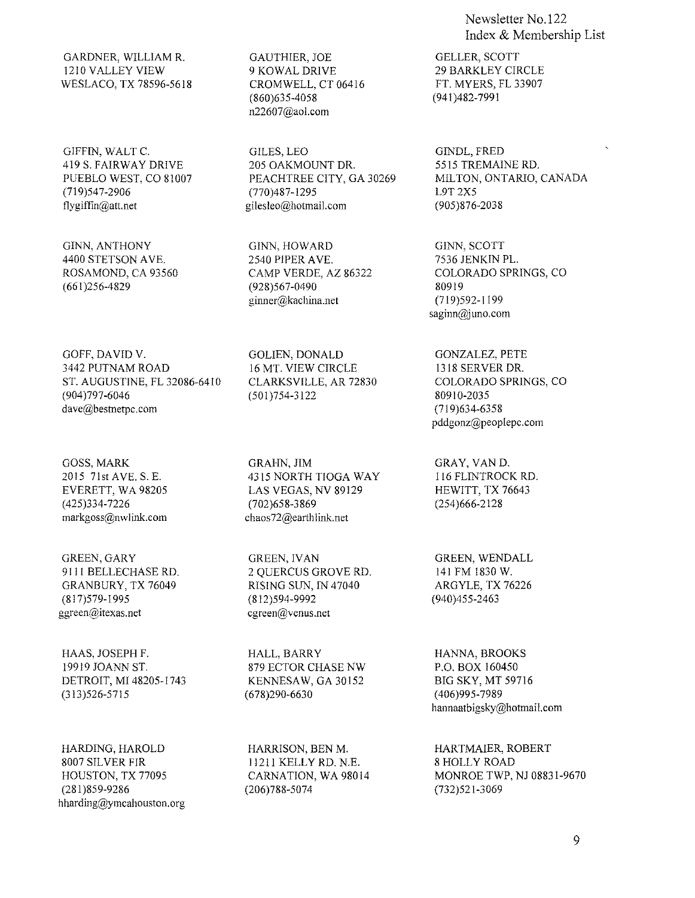GARDNER, WILLIAM R.
1210 VALLEY VIEW
WESLACO, TX 78596-5618

GAUTHIER, JOE
9 KOWAL DRIVE
CROMWELL, CT 06416
(860)635-4058
n22607@aol.com

GELLER, SCOTT
29 BARKLEY CIRCLE
FT. MYERS, FL 33907
(941)482-7991

GIFFIN, WALT C.
419 S. FAIRWAY DRIVE
PUEBLO WEST, CO 81007
(719)547-2906
flygiffin@att.net

GILES, LEO
205 OAKMOUNT DR.
PEACHTREE CITY, GA 30269
(770)487-1295
gilesleo@hotmail.com

GINDL, FRED
5515 TREMAINE RD.
MILTON, ONTARIO, CANADA
L9T 2X5
(905)876-2038

GINN, ANTHONY
4400 STETSON AVE.
ROSAMOND, CA 93560
(661)256-4829

GINN, HOWARD
2540 PIPER AVE.
CAMP VERDE, AZ 86322
(928)567-0490
ginner@kachina.net

GINN, SCOTT
7536 JENKIN PL.
COLORADO SPRINGS, CO
80919
(719)592-1199
saginn@juno.com

GOFF, DAVID V.
3442 PUTNAM ROAD
ST. AUGUSTINE, FL 32086-6410
(904)797-6046
dave@bestnetpc.com

GOLIEN, DONALD
16 MT. VIEW CIRCLE
CLARKSVILLE, AR 72830
(501)754-3122

GONZALEZ, PETE
1318 SERVER DR.
COLORADO SPRINGS, CO
80910-2035
(719)634-6358
pddgonz@peoplepc.com

GOSS, MARK
2015 71st AVE. S. E.
EVERETT, WA 98205
(425)334-7226
markgoss@nwlink.com

GRAHN, JIM
4315 NORTH TIOGA WAY
LAS VEGAS, NV 89129
(702)658-3869
chaos72@earthlink.net

GRAY, VAN D.
116 FLINTROCK RD.
HEWITT, TX 76643
(254)666-2128

GREEN, GARY
9111 BELLECHASE RD.
GRANBURY, TX 76049
(817)579-1995
ggreen@itexas.net

GREEN, IVAN
2 QUERCUS GROVE RD.
RISING SUN, IN 47040
(812)594-9992
cgreen@venus.net

GREEN, WENDALL
141 FM 1830 W.
ARGYLE, TX 76226
(940)455-2463

HAAS, JOSEPH F.
19919 JOANN ST.
DETROIT, MI 48205-1743
(313)526-5715

HALL, BARRY
879 ECTOR CHASE NW
KENNESAW, GA 30152
(678)290-6630

HANNA, BROOKS
P.O. BOX 160450
BIG SKY, MT 59716
(406)995-7989
hannaatbigsky@hotmail.com

HARDING, HAROLD
8007 SILVER FIR
HOUSTON, TX 77095
(281)859-9286
hharding@ymcahouston.org

HARRISON, BEN M.
11211 KELLY RD. N.E.
CARNATION, WA 98014
(206)788-5074

HARTMAIER, ROBERT
8 HOLLY ROAD
MONROE TWP, NJ 08831-9670
(732)521-3069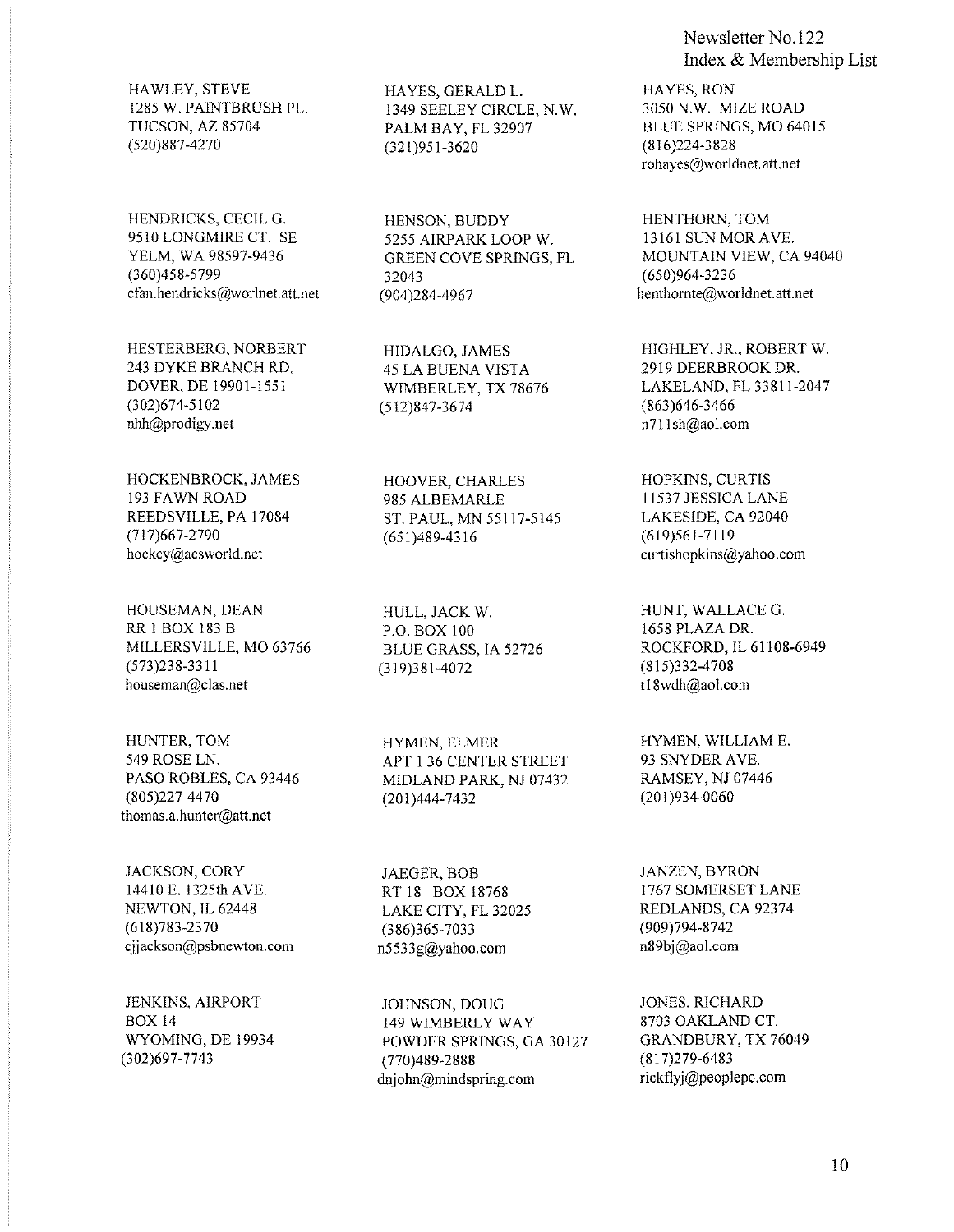HAWLEY, STEVE
1285 W. PAINTBRUSH PL.
TUCSON, AZ 85704
(520)887-4270

HAYES, GERALD L.
1349 SEELEY CIRCLE, N.W.
PALM BAY, FL 32907
(321)951-3620

HAYES, RON
3050 N.W. MIZE ROAD
BLUE SPRINGS, MO 64015
(816)224-3828
rohayes@worldnet.att.net

HENDRICKS, CECIL G.
9510 LONGMIRE CT. SE
YELM, WA 98597-9436
(360)458-5799
cfan.hendricks@worlnet.att.net

HENSON, BUDDY
5255 AIRPARK LOOP W.
GREEN COVE SPRINGS, FL
32043
(904)284-4967

HENTHORN, TOM
13161 SUN MOR AVE.
MOUNTAIN VIEW, CA 94040
(650)964-3236
henthornte@worldnet.att.net

HESTERBERG, NORBERT
243 DYKE BRANCH RD.
DOVER, DE 19901-1551
(302)674-5102
nhh@prodigy.net

HIDALGO, JAMES
45 LA BUENA VISTA
WIMBERLEY, TX 78676
(512)847-3674

HIGHLEY, JR., ROBERT W.
2919 DEERBROOK DR.
LAKELAND, FL 33811-2047
(863)646-3466
n711sh@aol.com

HOCKENBROCK, JAMES
193 FAWN ROAD
REEDSVILLE, PA 17084
(717)667-2790
hockey@acsworld.net

HOOVER, CHARLES
985 ALBEMARLE
ST. PAUL, MN 55117-5145
(651)489-4316

HOPKINS, CURTIS
11537 JESSICA LANE
LAKESIDE, CA 92040
(619)561-7119
curtishopkins@yahoo.com

HOUSEMAN, DEAN
RR 1 BOX 183 B
MILLERSVILLE, MO 63766
(573)238-3311
houseman@clas.net

HULL, JACK W.
P.O. BOX 100
BLUE GRASS, IA 52726
(319)381-4072

HUNT, WALLACE G.
1658 PLAZA DR.
ROCKFORD, IL 61108-6949
(815)332-4708
t18wdh@aol.com

HUNTER, TOM
549 ROSE LN.
PASO ROBLES, CA 93446
(805)227-4470
thomas.a.hunter@att.net

HYMEN, ELMER
APT 1 36 CENTER STREET
MIDLAND PARK, NJ 07432
(201)444-7432

HYMEN, WILLIAM E.
93 SNYDER AVE.
RAMSEY, NJ 07446
(201)934-0060

JACKSON, CORY
14410 E. 1325th AVE.
NEWTON, IL 62448
(618)783-2370
cjjackson@psbnewton.com

JAEGER, BOB
RT 18 BOX 18768
LAKE CITY, FL 32025
(386)365-7033
n5533g@yahoo.com

JANZEN, BYRON
1767 SOMERSET LANE
REDLANDS, CA 92374
(909)794-8742
n89bj@aol.com

JENKINS, AIRPORT
BOX 14
WYOMING, DE 19934
(302)697-7743

JOHNSON, DOUG
149 WIMBERLY WAY
POWDER SPRINGS, GA 30127
(770)489-2888
dnjohn@mindspring.com

JONES, RICHARD
8703 OAKLAND CT.
GRANDBURY, TX 76049
(817)279-6483
rickflyj@peoplepc.com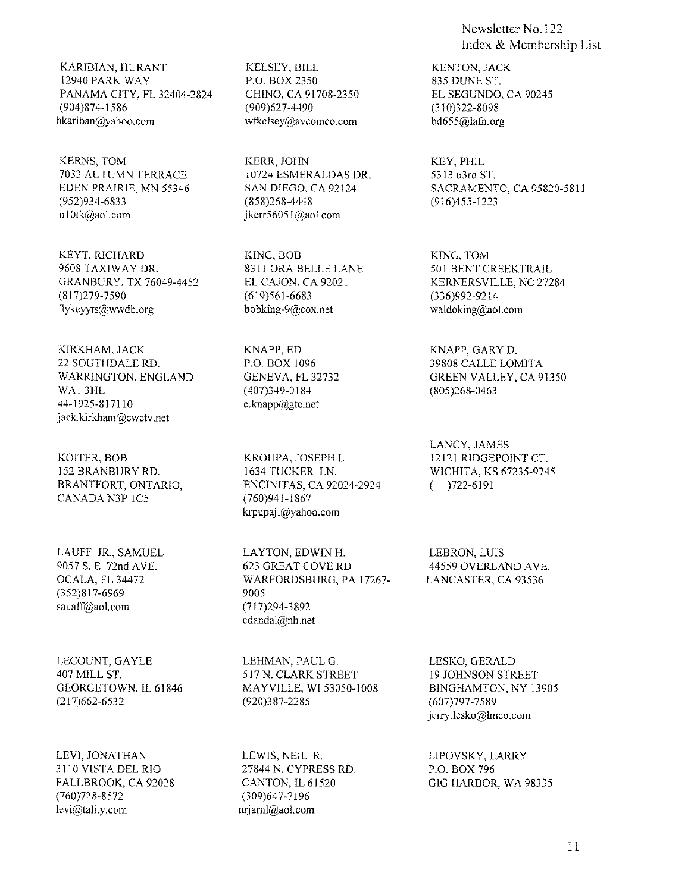KARIBIAN, HURANT
12940 PARK WAY
PANAMA CITY, FL 32404-2824
(904)874-1586
hkariban@yahoo.com

KELSEY, BILL
P.O. BOX 2350
CHINO, CA 91708-2350
(909)627-4490
wfkelsey@avcomco.com

KENTON, JACK
835 DUNE ST.
EL SEGUNDO, CA 90245
(310)322-8098
bd655@lafn.org

KERNS, TOM
7033 AUTUMN TERRACE
EDEN PRAIRIE, MN 55346
(952)934-6833
n10tk@aol.com

KERR, JOHN
10724 ESMERALDAS DR.
SAN DIEGO, CA 92124
(858)268-4448
jkerr56051@aol.com

KEY, PHIL
5313 63rd ST.
SACRAMENTO, CA 95820-5811
(916)455-1223

KEYT, RICHARD
9608 TAXIWAY DR.
GRANBURY, TX 76049-4452
(817)279-7590
flykeyyts@wwdb.org

KING, BOB
8311 ORA BELLE LANE
EL CAJON, CA 92021
(619)561-6683
bobking-9@cox.net

KING, TOM
501 BENT CREEKTRAIL
KERNERSVILLE, NC 27284
(336)992-9214
waldoking@aol.com

KIRKHAM, JACK
22 SOUTHDALE RD.
WARRINGTON, ENGLAND
WA1 3HL
44-1925-817110
jack.kirkham@cwctv.net

KNAPP, ED
P.O. BOX 1096
GENEVA, FL 32732
(407)349-0184
e.knapp@gte.net

KNAPP, GARY D.
39808 CALLE LOMITA
GREEN VALLEY, CA 91350
(805)268-0463

KOITER, BOB
152 BRANBURY RD.
BRANTFORT, ONTARIO,
CANADA N3P 1C5

KROUPA, JOSEPH L.
1634 TUCKER LN.
ENCINITAS, CA 92024-2924
(760)941-1867
krpupajl@yahoo.com

LANCY, JAMES
12121 RIDGEPOINT CT.
WICHITA, KS 67235-9745
(   )722-6191

LAUFF JR., SAMUEL
9057 S. E. 72nd AVE.
OCALA, FL 34472
(352)817-6969
sauaff@aol.com

LAYTON, EDWIN H.
623 GREAT COVE RD
WARFORDSBURG, PA 17267-9005
(717)294-3892
edandal@nb.net

LEBRON, LUIS
44559 OVERLAND AVE.
LANCASTER, CA 93536

LECOUNT, GAYLE
407 MILL ST.
GEORGETOWN, IL 61846
(217)662-6532

LEHMAN, PAUL G.
517 N. CLARK STREET
MAYVILLE, WI 53050-1008
(920)387-2285

LESKO, GERALD
19 JOHNSON STREET
BINGHAMTON, NY 13905
(607)797-7589
jerry.lesko@lmco.com

LEVI, JONATHAN
3110 VISTA DEL RIO
FALLBROOK, CA 92028
(760)728-8572
levi@tality.com

LEWIS, NEIL R.
27844 N. CYPRESS RD.
CANTON, IL 61520
(309)647-7196
nrjarnl@aol.com

LIPOVSKY, LARRY
P.O. BOX 796
GIG HARBOR, WA 98335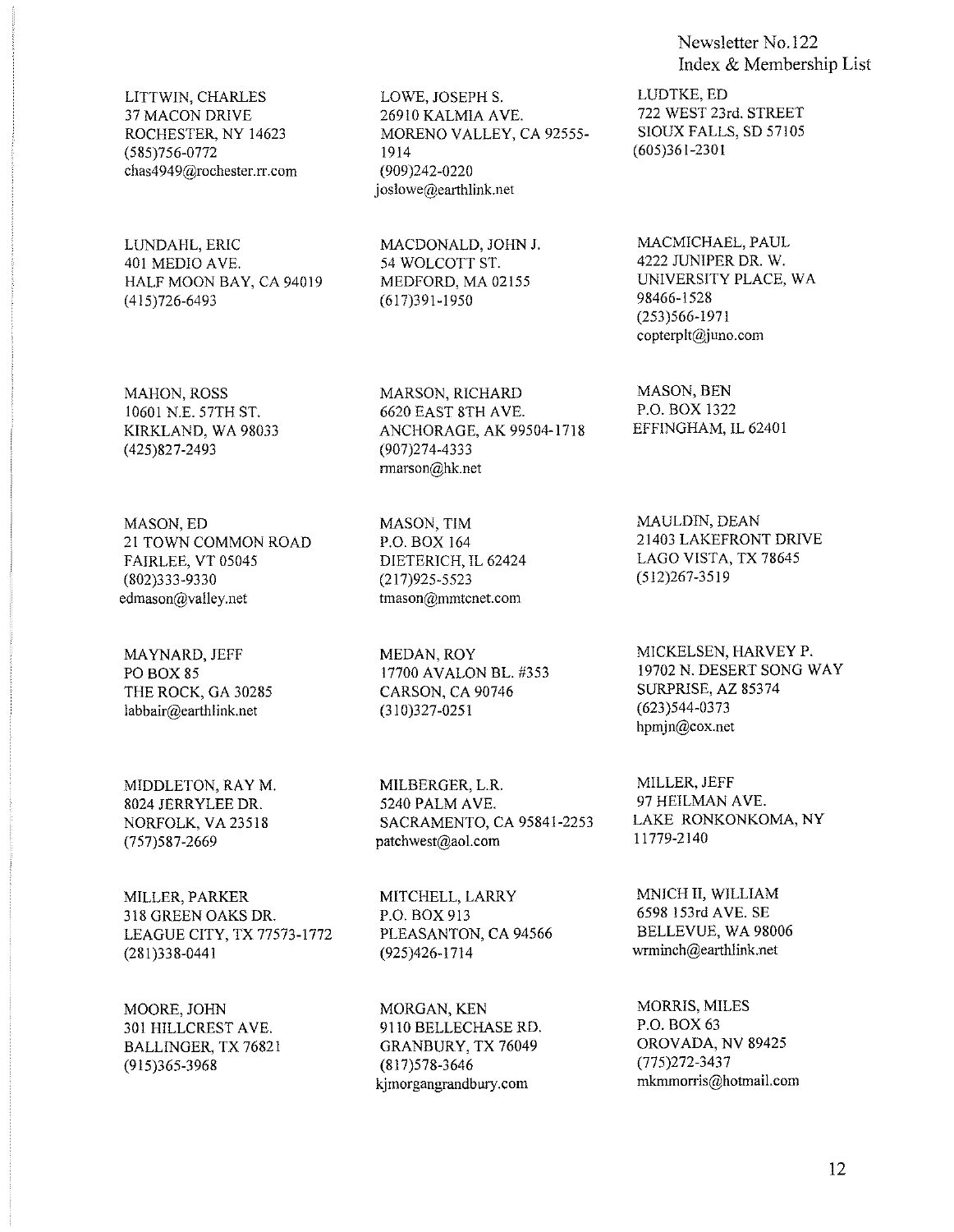LITTWIN, CHARLES
37 MACON DRIVE
ROCHESTER, NY 14623
(585)756-0772
chas4949@rochester.rr.com

LOWE, JOSEPH S.
26910 KALMIA AVE.
MORENO VALLEY, CA 92555-1914
(909)242-0220
joslowe@earthlink.net

LUDTKE, ED
722 WEST 23rd. STREET
SIOUX FALLS, SD 57105
(605)361-2301

LUNDAHL, ERIC
401 MEDIO AVE.
HALF MOON BAY, CA 94019
(415)726-6493

MACDONALD, JOHN J.
54 WOLCOTT ST.
MEDFORD, MA 02155
(617)391-1950

MACMICHAEL, PAUL
4222 JUNIPER DR. W.
UNIVERSITY PLACE, WA 98466-1528
(253)566-1971
copterplt@juno.com

MAHON, ROSS
10601 N.E. 57TH ST.
KIRKLAND, WA 98033
(425)827-2493

MARSON, RICHARD
6620 EAST 8TH AVE.
ANCHORAGE, AK 99504-1718
(907)274-4333
rmarson@hk.net

MASON, BEN
P.O. BOX 1322
EFFINGHAM, IL 62401

MASON, ED
21 TOWN COMMON ROAD
FAIRLEE, VT 05045
(802)333-9330
edmason@valley.net

MASON, TIM
P.O. BOX 164
DIETERICH, IL 62424
(217)925-5523
tmason@mmtcnet.com

MAULDIN, DEAN
21403 LAKEFRONT DRIVE
LAGO VISTA, TX 78645
(512)267-3519

MAYNARD, JEFF
PO BOX 85
THE ROCK, GA 30285
labbair@earthlink.net

MEDAN, ROY
17700 AVALON BL. #353
CARSON, CA 90746
(310)327-0251

MICKELSEN, HARVEY P.
19702 N. DESERT SONG WAY
SURPRISE, AZ 85374
(623)544-0373
hpmjn@cox.net

MIDDLETON, RAY M.
8024 JERRYLEE DR.
NORFOLK, VA 23518
(757)587-2669

MILBERGER, L.R.
5240 PALM AVE.
SACRAMENTO, CA 95841-2253
patchwest@aol.com

MILLER, JEFF
97 HEILMAN AVE.
LAKE RONKONKOMA, NY 11779-2140

MILLER, PARKER
318 GREEN OAKS DR.
LEAGUE CITY, TX 77573-1772
(281)338-0441

MITCHELL, LARRY
P.O. BOX 913
PLEASANTON, CA 94566
(925)426-1714

MNICH II, WILLIAM
6598 153rd AVE. SE
BELLEVUE, WA 98006
wrminch@earthlink.net

MOORE, JOHN
301 HILLCREST AVE.
BALLINGER, TX 76821
(915)365-3968

MORGAN, KEN
9110 BELLECHASE RD.
GRANBURY, TX 76049
(817)578-3646
kjmorgangrandbury.com

MORRIS, MILES
P.O. BOX 63
OROVADA, NV 89425
(775)272-3437
mkmmorris@hotmail.com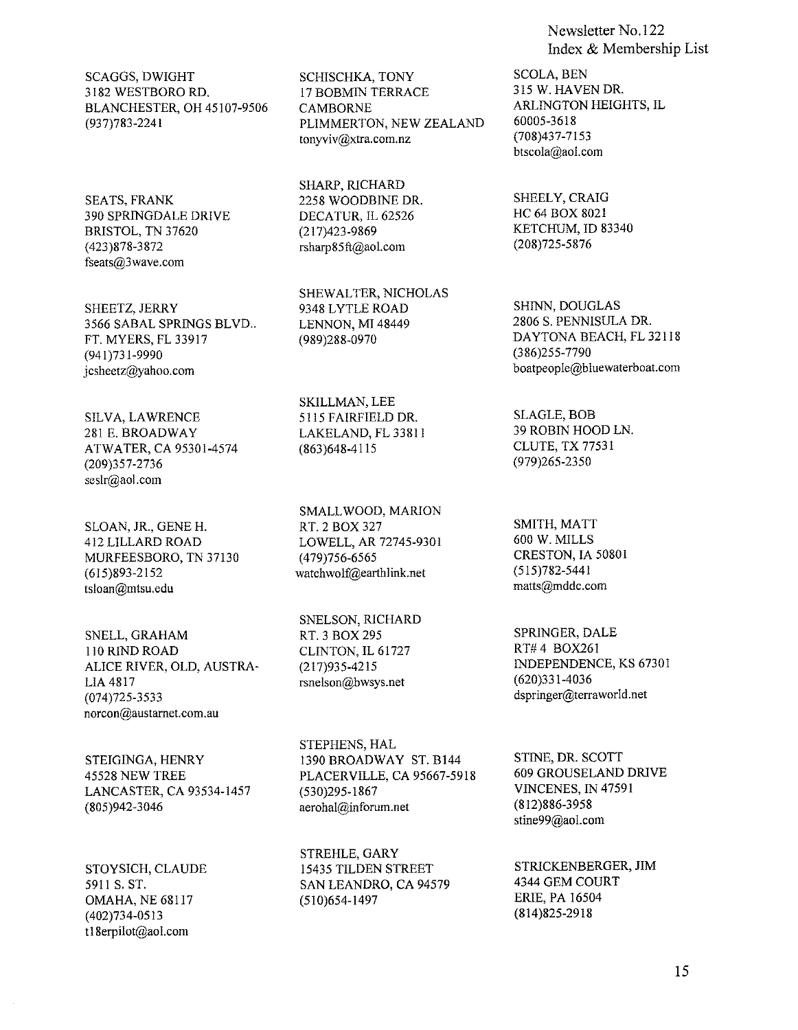SCAGGS, DWIGHT
3182 WESTBORO RD.
BLANCHESTER, OH 45107-9506
(937)783-2241

SCHISCHKA, TONY
17 BOBMIN TERRACE
CAMBORNE
PLIMMERTON, NEW ZEALAND
tonyviv@xtra.com.nz

SCOLA, BEN
315 W. HAVEN DR.
ARLINGTON HEIGHTS, IL
60005-3618
(708)437-7153
btscola@aol.com

SEATS, FRANK
390 SPRINGDALE DRIVE
BRISTOL, TN 37620
(423)878-3872
fseats@3wave.com

SHARP, RICHARD
2258 WOODBINE DR.
DECATUR, IL 62526
(217)423-9869
rsharp85ft@aol.com

SHEELY, CRAIG
HC 64 BOX 8021
KETCHUM, ID 83340
(208)725-5876

SHEETZ, JERRY
3566 SABAL SPRINGS BLVD..
FT. MYERS, FL 33917
(941)731-9990
jcsheetz@yahoo.com

SHEWALTER, NICHOLAS
9348 LYTLE ROAD
LENNON, MI 48449
(989)288-0970

SHINN, DOUGLAS
2806 S. PENNISULA DR.
DAYTONA BEACH, FL 32118
(386)255-7790
boatpeople@bluewaterboat.com

SILVA, LAWRENCE
281 E. BROADWAY
ATWATER, CA 95301-4574
(209)357-2736
seslr@aol.com

SKILLMAN, LEE
5115 FAIRFIELD DR.
LAKELAND, FL 33811
(863)648-4115

SLAGLE, BOB
39 ROBIN HOOD LN.
CLUTE, TX 77531
(979)265-2350

SLOAN, JR., GENE H.
412 LILLARD ROAD
MURFEESBORO, TN 37130
(615)893-2152
tsloan@mtsu.edu

SMALLWOOD, MARION
RT. 2 BOX 327
LOWELL, AR 72745-9301
(479)756-6565
watchwolf@earthlink.net

SMITH, MATT
600 W. MILLS
CRESTON, IA 50801
(515)782-5441
matts@mddc.com

SNELL, GRAHAM
110 RIND ROAD
ALICE RIVER, OLD, AUSTRALIA 4817
(074)725-3533
norcon@austarnet.com.au

SNELSON, RICHARD
RT. 3 BOX 295
CLINTON, IL 61727
(217)935-4215
rsnelson@bwsys.net

SPRINGER, DALE
RT# 4 BOX261
INDEPENDENCE, KS 67301
(620)331-4036
dspringer@terraworld.net

STEIGINGA, HENRY
45528 NEW TREE
LANCASTER, CA 93534-1457
(805)942-3046

STEPHENS, HAL
1390 BROADWAY ST. B144
PLACERVILLE, CA 95667-5918
(530)295-1867
aerohal@inforum.net

STINE, DR. SCOTT
609 GROUSELAND DRIVE
VINCENES, IN 47591
(812)886-3958
stine99@aol.com

STOYSICH, CLAUDE
5911 S. ST.
OMAHA, NE 68117
(402)734-0513
t18erpilot@aol.com

STREHLE, GARY
15435 TILDEN STREET
SAN LEANDRO, CA 94579
(510)654-1497

STRICKENBERGER, JIM
4344 GEM COURT
ERIE, PA 16504
(814)825-2918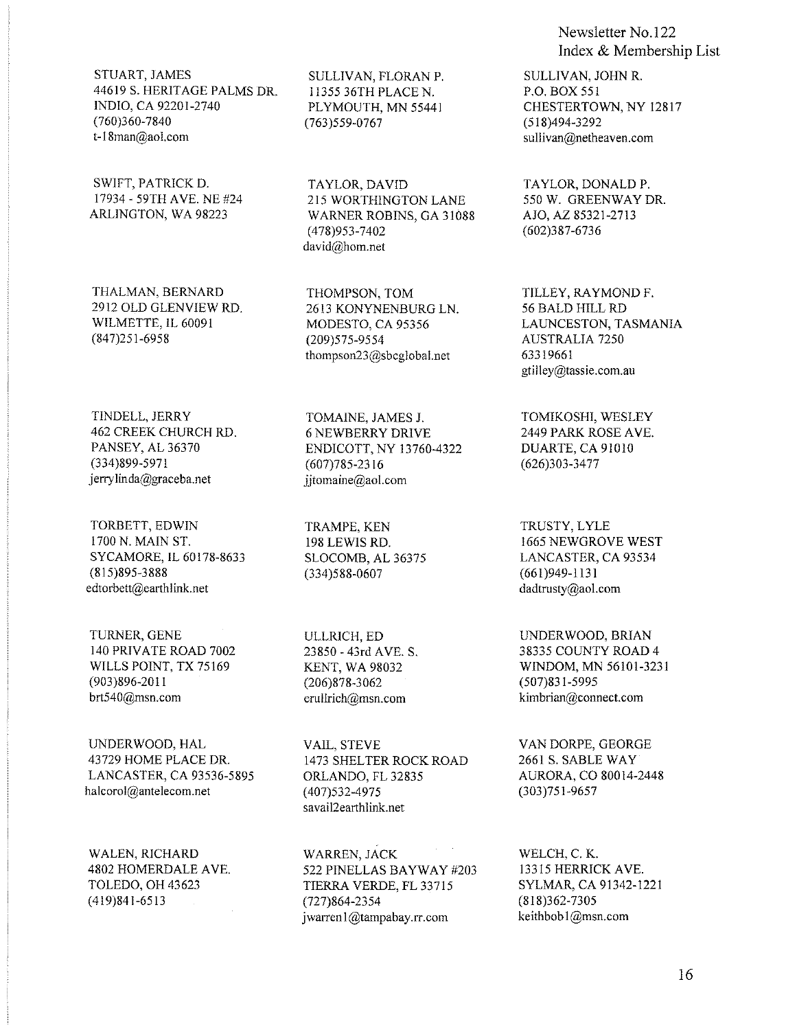STUART, JAMES
44619 S. HERITAGE PALMS DR.
INDIO, CA 92201-2740
(760)360-7840
t-18man@aol.com

SULLIVAN, FLORAN P.
11355 36TH PLACE N.
PLYMOUTH, MN 55441
(763)559-0767

SULLIVAN, JOHN R.
P.O. BOX 551
CHESTERTOWN, NY 12817
(518)494-3292
sullivan@netheaven.com

SWIFT, PATRICK D.
17934 - 59TH AVE. NE #24
ARLINGTON, WA 98223

TAYLOR, DAVID
215 WORTHINGTON LANE
WARNER ROBINS, GA 31088
(478)953-7402
david@hom.net

TAYLOR, DONALD P.
550 W. GREENWAY DR.
AJO, AZ 85321-2713
(602)387-6736

THALMAN, BERNARD
2912 OLD GLENVIEW RD.
WILMETTE, IL 60091
(847)251-6958

THOMPSON, TOM
2613 KONYNENBURG LN.
MODESTO, CA 95356
(209)575-9554
thompson23@sbcglobal.net

TILLEY, RAYMOND F.
56 BALD HILL RD
LAUNCESTON, TASMANIA
AUSTRALIA 7250
63319661
gtilley@tassie.com.au

TINDELL, JERRY
462 CREEK CHURCH RD.
PANSEY, AL 36370
(334)899-5971
jerrylinda@graceba.net

TOMAINE, JAMES J.
6 NEWBERRY DRIVE
ENDICOTT, NY 13760-4322
(607)785-2316
jjtomaine@aol.com

TOMIKOSHI, WESLEY
2449 PARK ROSE AVE.
DUARTE, CA 91010
(626)303-3477

TORBETT, EDWIN
1700 N. MAIN ST.
SYCAMORE, IL 60178-8633
(815)895-3888
edtorbett@earthlink.net

TRAMPE, KEN
198 LEWIS RD.
SLOCOMB, AL 36375
(334)588-0607

TRUSTY, LYLE
1665 NEWGROVE WEST
LANCASTER, CA 93534
(661)949-1131
dadtrusty@aol.com

TURNER, GENE
140 PRIVATE ROAD 7002
WILLS POINT, TX 75169
(903)896-2011
brt540@msn.com

ULLRICH, ED
23850 - 43rd AVE. S.
KENT, WA 98032
(206)878-3062
erullrich@msn.com

UNDERWOOD, BRIAN
38335 COUNTY ROAD 4
WINDOM, MN 56101-3231
(507)831-5995
kimbrian@connect.com

UNDERWOOD, HAL
43729 HOME PLACE DR.
LANCASTER, CA 93536-5895
halcorol@antelecom.net

VAIL, STEVE
1473 SHELTER ROCK ROAD
ORLANDO, FL 32835
(407)532-4975
savail2earthlink.net

VAN DORPE, GEORGE
2661 S. SABLE WAY
AURORA, CO 80014-2448
(303)751-9657

WALEN, RICHARD
4802 HOMERDALE AVE.
TOLEDO, OH 43623
(419)841-6513

WARREN, JACK
522 PINELLAS BAYWAY #203
TIERRA VERDE, FL 33715
(727)864-2354
jwarren1@tampabay.rr.com

WELCH, C. K.
13315 HERRICK AVE.
SYLMAR, CA 91342-1221
(818)362-7305
keithbob1@msn.com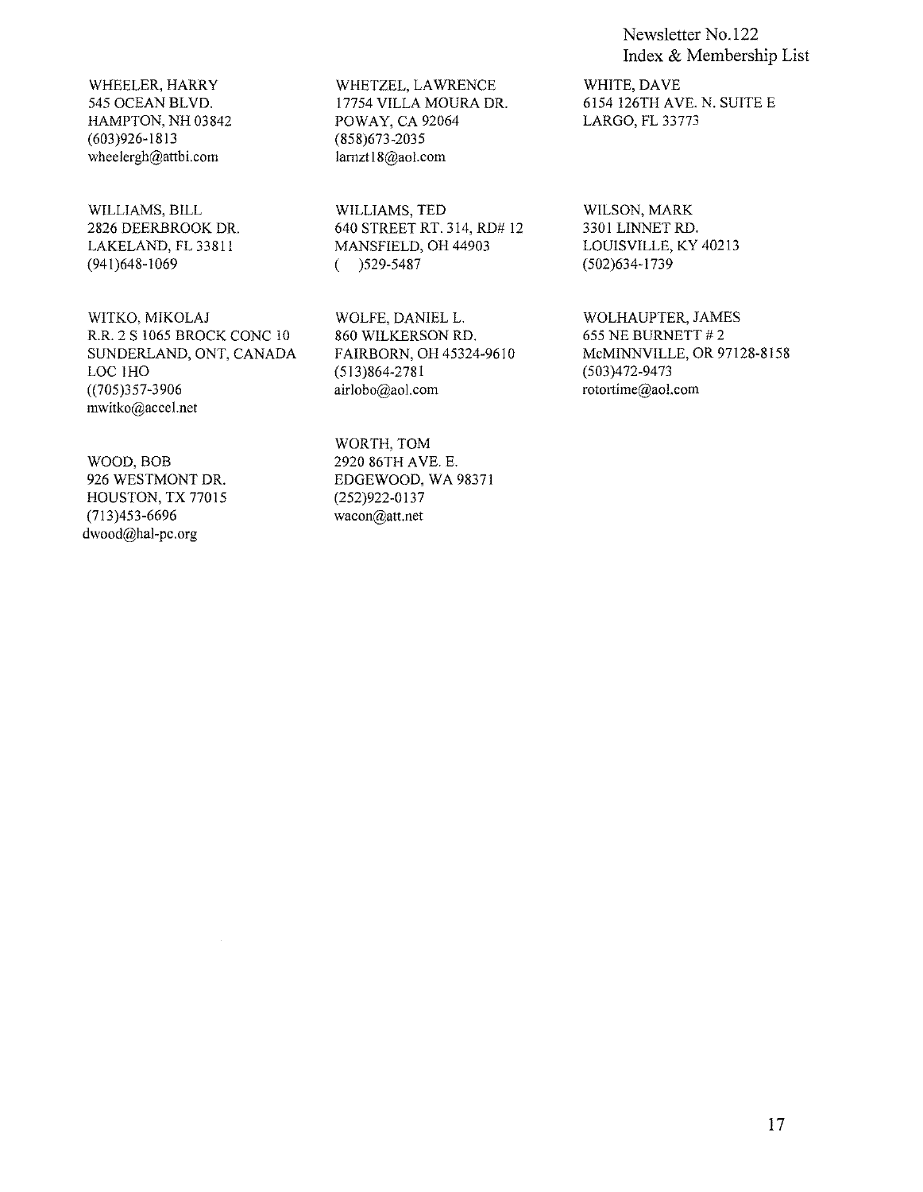WHEELER, HARRY
545 OCEAN BLVD.
HAMPTON, NH 03842
(603)926-1813
wheelergh@attbi.com

WHETZEL, LAWRENCE
17754 VILLA MOURA DR.
POWAY, CA 92064
(858)673-2035
larnzt18@aol.com

WHITE, DAVE
6154 126TH AVE. N. SUITE E
LARGO, FL 33773

WILLIAMS, BILL
2826 DEERBROOK DR.
LAKELAND, FL 33811
(941)648-1069

WILLIAMS, TED
640 STREET RT. 314, RD# 12
MANSFIELD, OH 44903
(   )529-5487

WILSON, MARK
3301 LINNET RD.
LOUISVILLE, KY 40213
(502)634-1739

WITKO, MIKOLAJ
R.R. 2 S 1065 BROCK CONC 10
SUNDERLAND, ONT, CANADA
LOC 1HO
((705)357-3906
mwitko@accel.net

WOLFE, DANIEL L.
860 WILKERSON RD.
FAIRBORN, OH 45324-9610
(513)864-2781
airlobo@aol.com

WOLHAUPTER, JAMES
655 NE BURNETT # 2
McMINNVILLE, OR 97128-8158
(503)472-9473
rotortime@aol.com

WOOD, BOB
926 WESTMONT DR.
HOUSTON, TX 77015
(713)453-6696
dwood@hal-pc.org

WORTH, TOM
2920 86TH AVE. E.
EDGEWOOD, WA 98371
(252)922-0137
wacon@att.net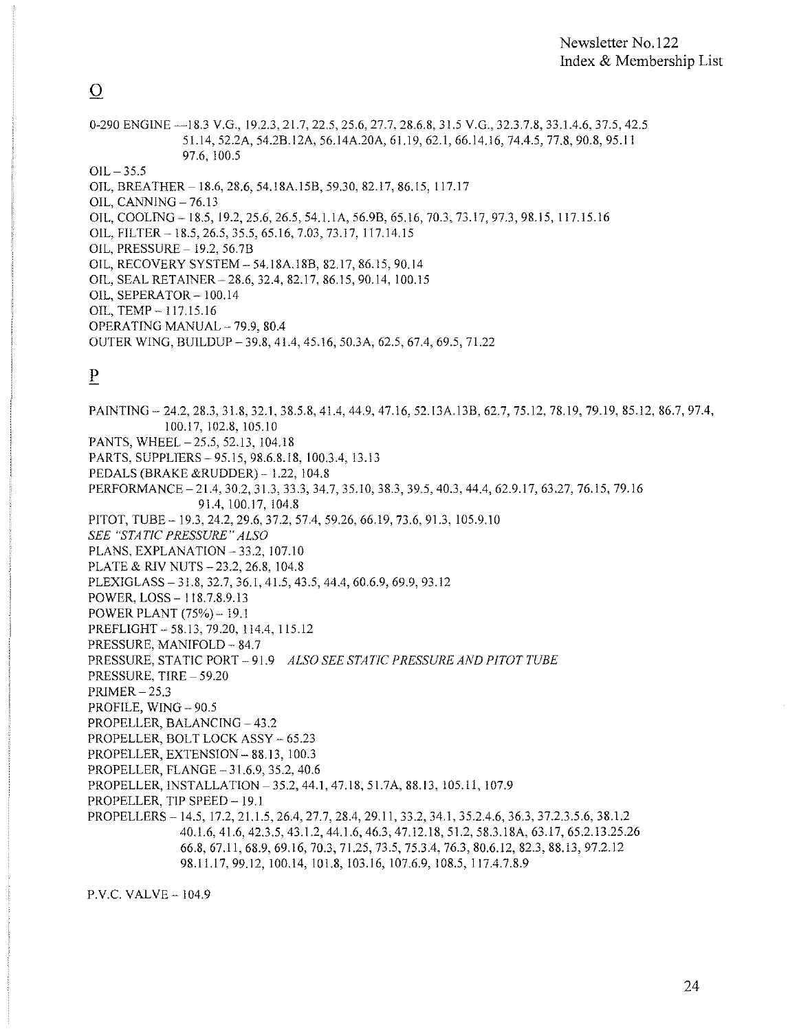## O

0-290 ENGINE —18.3 V.G., 19.2.3, 21.7, 22.5, 25.6, 27.7, 28.6.8, 31.5 V.G., 32.3.7.8, 33.1.4.6, 37.5, 42.5 51.14, 52.2A, 54.2B.12A, 56.14A.20A, 61.19, 62.1, 66.14.16, 74.4.5, 77.8, 90.8, 95.11 97.6, 100.5

OIL – 35.5

OIL, BREATHER – 18.6, 28.6, 54.18A.15B, 59.30, 82.17, 86.15, 117.17

OIL, CANNING – 76.13

OIL, COOLING – 18.5, 19.2, 25.6, 26.5, 54.1.1A, 56.9B, 65.16, 70.3, 73.17, 97.3, 98.15, 117.15.16

OIL, FILTER – 18.5, 26.5, 35.5, 65.16, 7.03, 73.17, 117.14.15

OIL, PRESSURE – 19.2, 56.7B

OIL, RECOVERY SYSTEM – 54.18A.18B, 82.17, 86.15, 90.14

OIL, SEAL RETAINER – 28.6, 32.4, 82.17, 86.15, 90.14, 100.15

OIL, SEPERATOR – 100.14

OIL, TEMP – 117.15.16

OPERATING MANUAL – 79.9, 80.4

OUTER WING, BUILDUP – 39.8, 41.4, 45.16, 50.3A, 62.5, 67.4, 69.5, 71.22

## P

PAINTING – 24.2, 28.3, 31.8, 32.1, 38.5.8, 41.4, 44.9, 47.16, 52.13A.13B, 62.7, 75.12, 78.19, 79.19, 85.12, 86.7, 97.4, 100.17, 102.8, 105.10

PANTS, WHEEL – 25.5, 52.13, 104.18

PARTS, SUPPLIERS – 95.15, 98.6.8.18, 100.3.4, 13.13

PEDALS (BRAKE &RUDDER) – 1.22, 104.8

PERFORMANCE – 21.4, 30.2, 31.3, 33.3, 34.7, 35.10, 38.3, 39.5, 40.3, 44.4, 62.9.17, 63.27, 76.15, 79.16 91.4, 100.17, 104.8

PITOT, TUBE – 19.3, 24.2, 29.6, 37.2, 57.4, 59.26, 66.19, 73.6, 91.3, 105.9.10
*SEE "STATIC PRESSURE" ALSO*

PLANS, EXPLANATION – 33.2, 107.10

PLATE & RIV NUTS – 23.2, 26.8, 104.8

PLEXIGLASS – 31.8, 32.7, 36.1, 41.5, 43.5, 44.4, 60.6.9, 69.9, 93.12

POWER, LOSS – 118.7.8.9.13

POWER PLANT (75%) – 19.1

PREFLIGHT – 58.13, 79.20, 114.4, 115.12

PRESSURE, MANIFOLD – 84.7

PRESSURE, STATIC PORT – 91.9 *ALSO SEE STATIC PRESSURE AND PITOT TUBE*

PRESSURE, TIRE – 59.20

PRIMER – 25.3

PROFILE, WING – 90.5

PROPELLER, BALANCING – 43.2

PROPELLER, BOLT LOCK ASSY – 65.23

PROPELLER, EXTENSION – 88.13, 100.3

PROPELLER, FLANGE – 31.6.9, 35.2, 40.6

PROPELLER, INSTALLATION – 35.2, 44.1, 47.18, 51.7A, 88.13, 105.11, 107.9

PROPELLER, TIP SPEED – 19.1

PROPELLERS – 14.5, 17.2, 21.1.5, 26.4, 27.7, 28.4, 29.11, 33.2, 34.1, 35.2.4.6, 36.3, 37.2.3.5.6, 38.1.2 40.1.6, 41.6, 42.3.5, 43.1.2, 44.1.6, 46.3, 47.12.18, 51.2, 58.3.18A, 63.17, 65.2.13.25.26 66.8, 67.11, 68.9, 69.16, 70.3, 71.25, 73.5, 75.3.4, 76.3, 80.6.12, 82.3, 88.13, 97.2.12 98.11.17, 99.12, 100.14, 101.8, 103.16, 107.6.9, 108.5, 117.4.7.8.9

P.V.C. VALVE – 104.9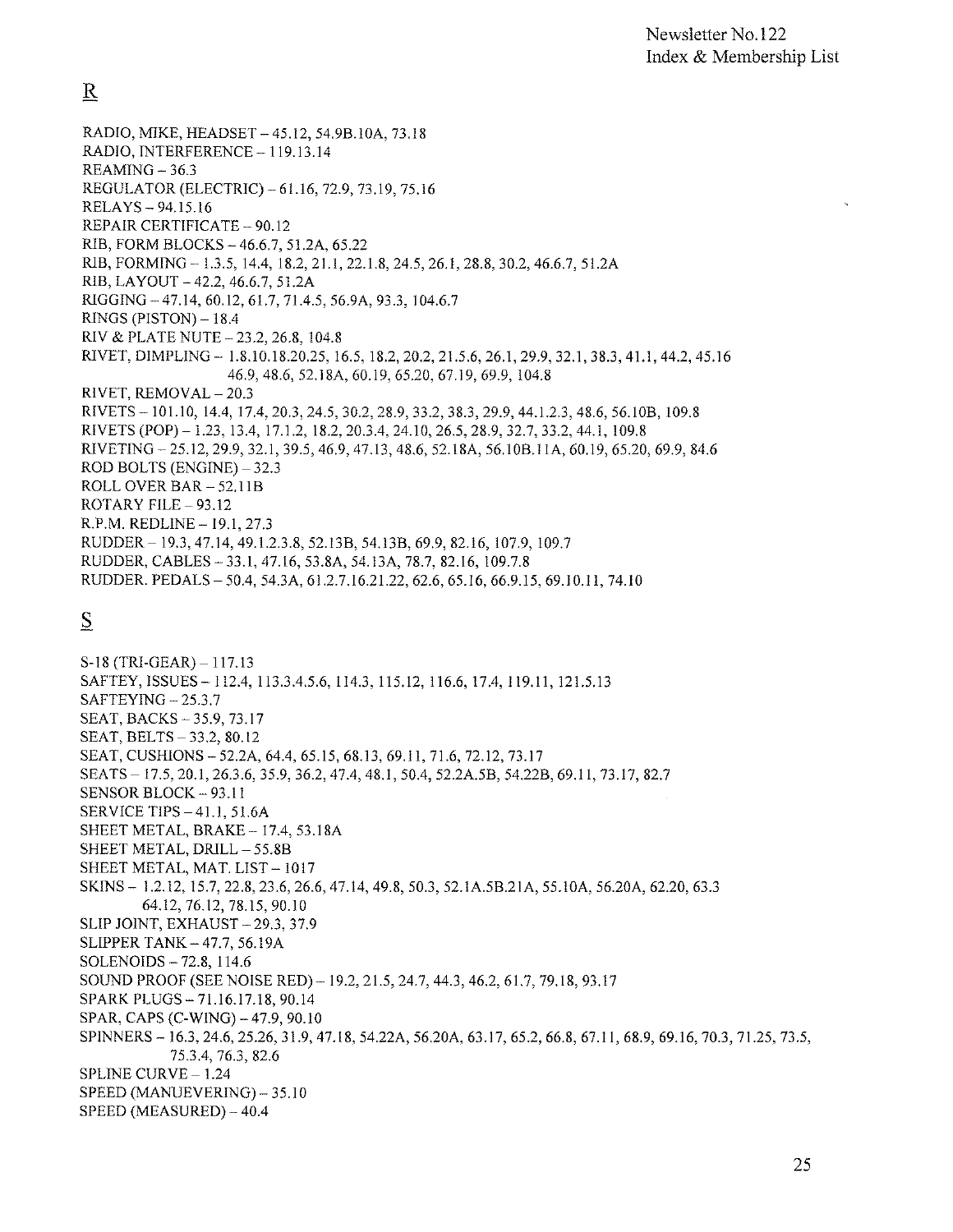## R

RADIO, MIKE, HEADSET – 45.12, 54.9B.10A, 73.18
RADIO, INTERFERENCE – 119.13.14
REAMING – 36.3
REGULATOR (ELECTRIC) – 61.16, 72.9, 73.19, 75.16
RELAYS – 94.15.16
REPAIR CERTIFICATE – 90.12
RIB, FORM BLOCKS – 46.6.7, 51.2A, 65.22
RIB, FORMING – 1.3.5, 14.4, 18.2, 21.1, 22.1.8, 24.5, 26.1, 28.8, 30.2, 46.6.7, 51.2A
RIB, LAYOUT – 42.2, 46.6.7, 51.2A
RIGGING – 47.14, 60.12, 61.7, 71.4.5, 56.9A, 93.3, 104.6.7
RINGS (PISTON) – 18.4
RIV & PLATE NUTE – 23.2, 26.8, 104.8
RIVET, DIMPLING – 1.8.10.18.20.25, 16.5, 18.2, 20.2, 21.5.6, 26.1, 29.9, 32.1, 38.3, 41.1, 44.2, 45.16
46.9, 48.6, 52.18A, 60.19, 65.20, 67.19, 69.9, 104.8
RIVET, REMOVAL – 20.3
RIVETS – 101.10, 14.4, 17.4, 20.3, 24.5, 30.2, 28.9, 33.2, 38.3, 29.9, 44.1.2.3, 48.6, 56.10B, 109.8
RIVETS (POP) – 1.23, 13.4, 17.1.2, 18.2, 20.3.4, 24.10, 26.5, 28.9, 32.7, 33.2, 44.1, 109.8
RIVETING – 25.12, 29.9, 32.1, 39.5, 46.9, 47.13, 48.6, 52.18A, 56.10B.11A, 60.19, 65.20, 69.9, 84.6
ROD BOLTS (ENGINE) – 32.3
ROLL OVER BAR – 52.11B
ROTARY FILE – 93.12
R.P.M. REDLINE – 19.1, 27.3
RUDDER – 19.3, 47.14, 49.1.2.3.8, 52.13B, 54.13B, 69.9, 82.16, 107.9, 109.7
RUDDER, CABLES – 33.1, 47.16, 53.8A, 54.13A, 78.7, 82.16, 109.7.8
RUDDER. PEDALS – 50.4, 54.3A, 61.2.7.16.21.22, 62.6, 65.16, 66.9.15, 69.10.11, 74.10

## S

S-18 (TRI-GEAR) – 117.13
SAFTEY, ISSUES – 112.4, 113.3.4.5.6, 114.3, 115.12, 116.6, 17.4, 119.11, 121.5.13
SAFTEYING – 25.3.7
SEAT, BACKS – 35.9, 73.17
SEAT, BELTS – 33.2, 80.12
SEAT, CUSHIONS – 52.2A, 64.4, 65.15, 68.13, 69.11, 71.6, 72.12, 73.17
SEATS – 17.5, 20.1, 26.3.6, 35.9, 36.2, 47.4, 48.1, 50.4, 52.2A.5B, 54.22B, 69.11, 73.17, 82.7
SENSOR BLOCK – 93.11
SERVICE TIPS – 41.1, 51.6A
SHEET METAL, BRAKE – 17.4, 53.18A
SHEET METAL, DRILL – 55.8B
SHEET METAL, MAT. LIST – 1017
SKINS – 1.2.12, 15.7, 22.8, 23.6, 26.6, 47.14, 49.8, 50.3, 52.1A.5B.21A, 55.10A, 56.20A, 62.20, 63.3
64.12, 76.12, 78.15, 90.10
SLIP JOINT, EXHAUST – 29.3, 37.9
SLIPPER TANK – 47.7, 56.19A
SOLENOIDS – 72.8, 114.6
SOUND PROOF (SEE NOISE RED) – 19.2, 21.5, 24.7, 44.3, 46.2, 61.7, 79.18, 93.17
SPARK PLUGS – 71.16.17.18, 90.14
SPAR, CAPS (C-WING) – 47.9, 90.10
SPINNERS – 16.3, 24.6, 25.26, 31.9, 47.18, 54.22A, 56.20A, 63.17, 65.2, 66.8, 67.11, 68.9, 69.16, 70.3, 71.25, 73.5,
75.3.4, 76.3, 82.6
SPLINE CURVE – 1.24
SPEED (MANUEVERING) – 35.10
SPEED (MEASURED) – 40.4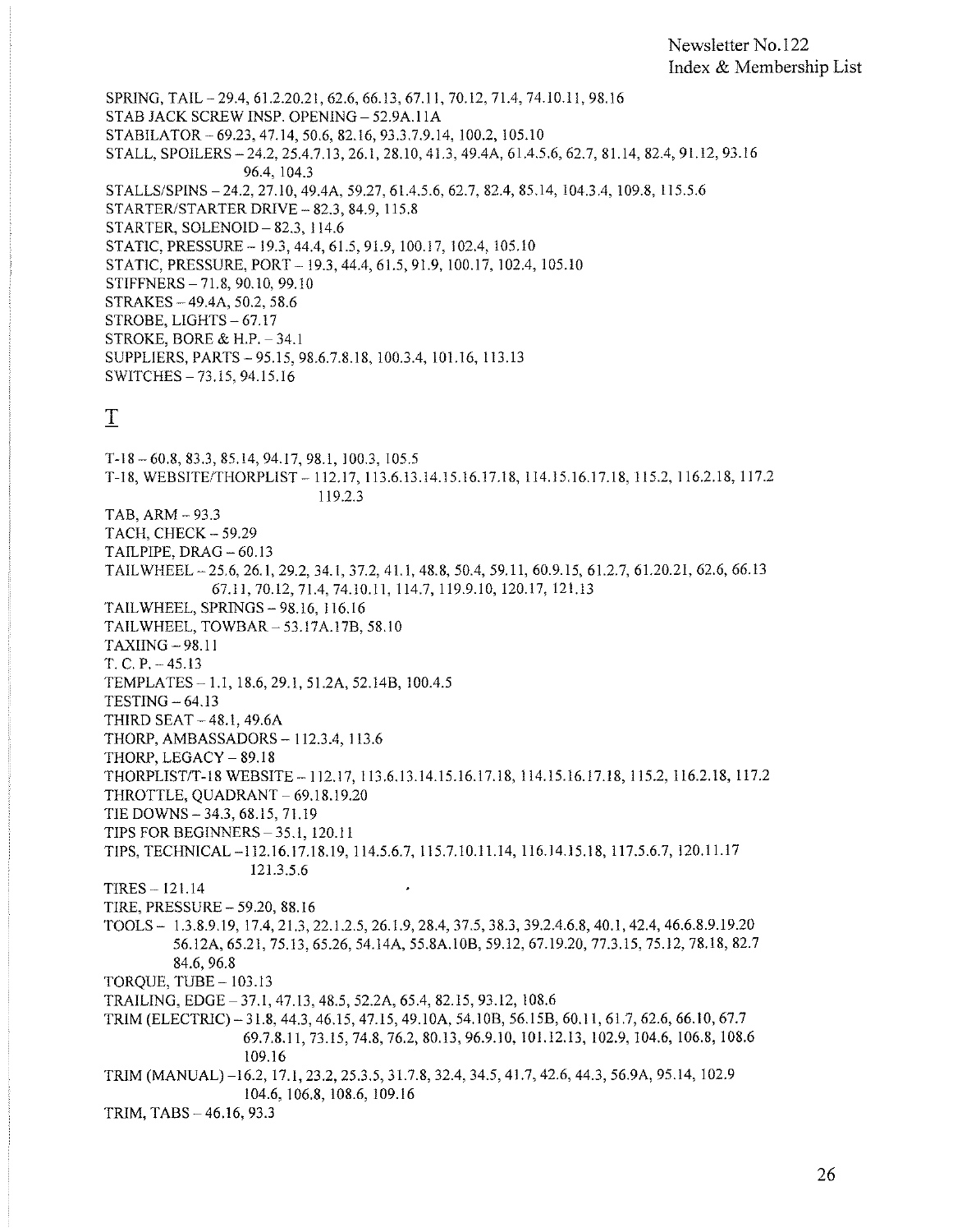SPRING, TAIL – 29.4, 61.2.20.21, 62.6, 66.13, 67.11, 70.12, 71.4, 74.10.11, 98.16
STAB JACK SCREW INSP. OPENING – 52.9A.11A
STABILATOR – 69.23, 47.14, 50.6, 82.16, 93.3.7.9.14, 100.2, 105.10
STALL, SPOILERS – 24.2, 25.4.7.13, 26.1, 28.10, 41.3, 49.4A, 61.4.5.6, 62.7, 81.14, 82.4, 91.12, 93.16
96.4, 104.3
STALLS/SPINS – 24.2, 27.10, 49.4A, 59.27, 61.4.5.6, 62.7, 82.4, 85.14, 104.3.4, 109.8, 115.5.6
STARTER/STARTER DRIVE – 82.3, 84.9, 115.8
STARTER, SOLENOID – 82.3, 114.6
STATIC, PRESSURE – 19.3, 44.4, 61.5, 91.9, 100.17, 102.4, 105.10
STATIC, PRESSURE, PORT – 19.3, 44.4, 61.5, 91.9, 100.17, 102.4, 105.10
STIFFNERS – 71.8, 90.10, 99.10
STRAKES – 49.4A, 50.2, 58.6
STROBE, LIGHTS – 67.17
STROKE, BORE & H.P. – 34.1
SUPPLIERS, PARTS – 95.15, 98.6.7.8.18, 100.3.4, 101.16, 113.13
SWITCHES – 73.15, 94.15.16

## T

T-18 – 60.8, 83.3, 85.14, 94.17, 98.1, 100.3, 105.5
T-18, WEBSITE/THORPLIST – 112.17, 113.6.13.14.15.16.17.18, 114.15.16.17.18, 115.2, 116.2.18, 117.2
119.2.3
TAB, ARM – 93.3
TACH, CHECK – 59.29
TAILPIPE, DRAG – 60.13
TAILWHEEL – 25.6, 26.1, 29.2, 34.1, 37.2, 41.1, 48.8, 50.4, 59.11, 60.9.15, 61.2.7, 61.20.21, 62.6, 66.13
67.11, 70.12, 71.4, 74.10.11, 114.7, 119.9.10, 120.17, 121.13
TAILWHEEL, SPRINGS – 98.16, 116.16
TAILWHEEL, TOWBAR – 53.17A.17B, 58.10
TAXIING – 98.11
T. C. P. – 45.13
TEMPLATES – 1.1, 18.6, 29.1, 51.2A, 52.14B, 100.4.5
TESTING – 64.13
THIRD SEAT – 48.1, 49.6A
THORP, AMBASSADORS – 112.3.4, 113.6
THORP, LEGACY – 89.18
THORPLIST/T-18 WEBSITE – 112.17, 113.6.13.14.15.16.17.18, 114.15.16.17.18, 115.2, 116.2.18, 117.2
THROTTLE, QUADRANT – 69.18.19.20
TIE DOWNS – 34.3, 68.15, 71.19
TIPS FOR BEGINNERS – 35.1, 120.11
TIPS, TECHNICAL –112.16.17.18.19, 114.5.6.7, 115.7.10.11.14, 116.14.15.18, 117.5.6.7, 120.11.17
121.3.5.6
TIRES – 121.14
TIRE, PRESSURE – 59.20, 88.16
TOOLS – 1.3.8.9.19, 17.4, 21.3, 22.1.2.5, 26.1.9, 28.4, 37.5, 38.3, 39.2.4.6.8, 40.1, 42.4, 46.6.8.9.19.20
56.12A, 65.21, 75.13, 65.26, 54.14A, 55.8A.10B, 59.12, 67.19.20, 77.3.15, 75.12, 78.18, 82.7
84.6, 96.8
TORQUE, TUBE – 103.13
TRAILING, EDGE – 37.1, 47.13, 48.5, 52.2A, 65.4, 82.15, 93.12, 108.6
TRIM (ELECTRIC) – 31.8, 44.3, 46.15, 47.15, 49.10A, 54.10B, 56.15B, 60.11, 61.7, 62.6, 66.10, 67.7
69.7.8.11, 73.15, 74.8, 76.2, 80.13, 96.9.10, 101.12.13, 102.9, 104.6, 106.8, 108.6
109.16
TRIM (MANUAL) –16.2, 17.1, 23.2, 25.3.5, 31.7.8, 32.4, 34.5, 41.7, 42.6, 44.3, 56.9A, 95.14, 102.9
104.6, 106.8, 108.6, 109.16
TRIM, TABS – 46.16, 93.3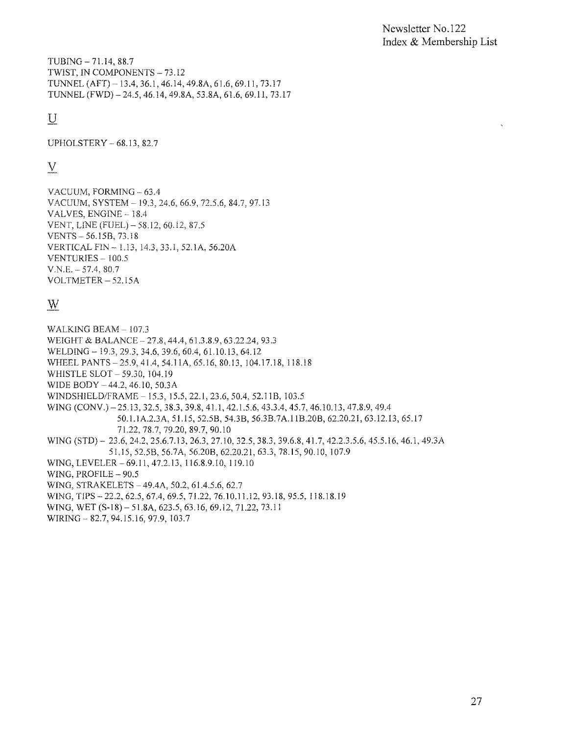TUBING – 71.14, 88.7
TWIST, IN COMPONENTS – 73.12
TUNNEL (AFT) – 13.4, 36.1, 46.14, 49.8A, 61.6, 69.11, 73.17
TUNNEL (FWD) – 24.5, 46.14, 49.8A, 53.8A, 61.6, 69.11, 73.17

## U

UPHOLSTERY – 68.13, 82.7

## V

VACUUM, FORMING – 63.4
VACUUM, SYSTEM – 19.3, 24.6, 66.9, 72.5.6, 84.7, 97.13
VALVES, ENGINE – 18.4
VENT, LINE (FUEL) – 58.12, 60.12, 87.5
VENTS – 56.15B, 73.18
VERTICAL FIN – 1.13, 14.3, 33.1, 52.1A, 56.20A
VENTURIES – 100.5
V.N.E. – 57.4, 80.7
VOLTMETER – 52.15A

## W

WALKING BEAM – 107.3
WEIGHT & BALANCE – 27.8, 44.4, 61.3.8.9, 63.22.24, 93.3
WELDING – 19.3, 29.3, 34.6, 39.6, 60.4, 61.10.13, 64.12
WHEEL PANTS – 25.9, 41.4, 54.11A, 65.16, 80.13, 104.17.18, 118.18
WHISTLE SLOT – 59.30, 104.19
WIDE BODY – 44.2, 46.10, 50.3A
WINDSHIELD/FRAME – 15.3, 15.5, 22.1, 23.6, 50.4, 52.11B, 103.5
WING (CONV.) – 25.13, 32.5, 38.3, 39.8, 41.1, 42.1.5.6, 43.3.4, 45.7, 46.10.13, 47.8.9, 49.4
50.1.1A.2.3A, 51.15, 52.5B, 54.3B, 56.3B.7A.11B.20B, 62.20.21, 63.12.13, 65.17
71.22, 78.7, 79.20, 89.7, 90.10
WING (STD) – 23.6, 24.2, 25.6.7.13, 26.3, 27.10, 32.5, 38.3, 39.6.8, 41.7, 42.2.3.5.6, 45.5.16, 46.1, 49.3A
51.15, 52.5B, 56.7A, 56.20B, 62.20.21, 63.3, 78.15, 90.10, 107.9
WING, LEVELER – 69.11, 47.2.13, 116.8.9.10, 119.10
WING, PROFILE – 90.5
WING, STRAKELETS – 49.4A, 50.2, 61.4.5.6, 62.7
WING, TIPS – 22.2, 62.5, 67.4, 69.5, 71.22, 76.10.11.12, 93.18, 95.5, 118.18.19
WING, WET (S-18) – 51.8A, 623.5, 63.16, 69.12, 71.22, 73.11
WIRING – 82.7, 94.15.16, 97.9, 103.7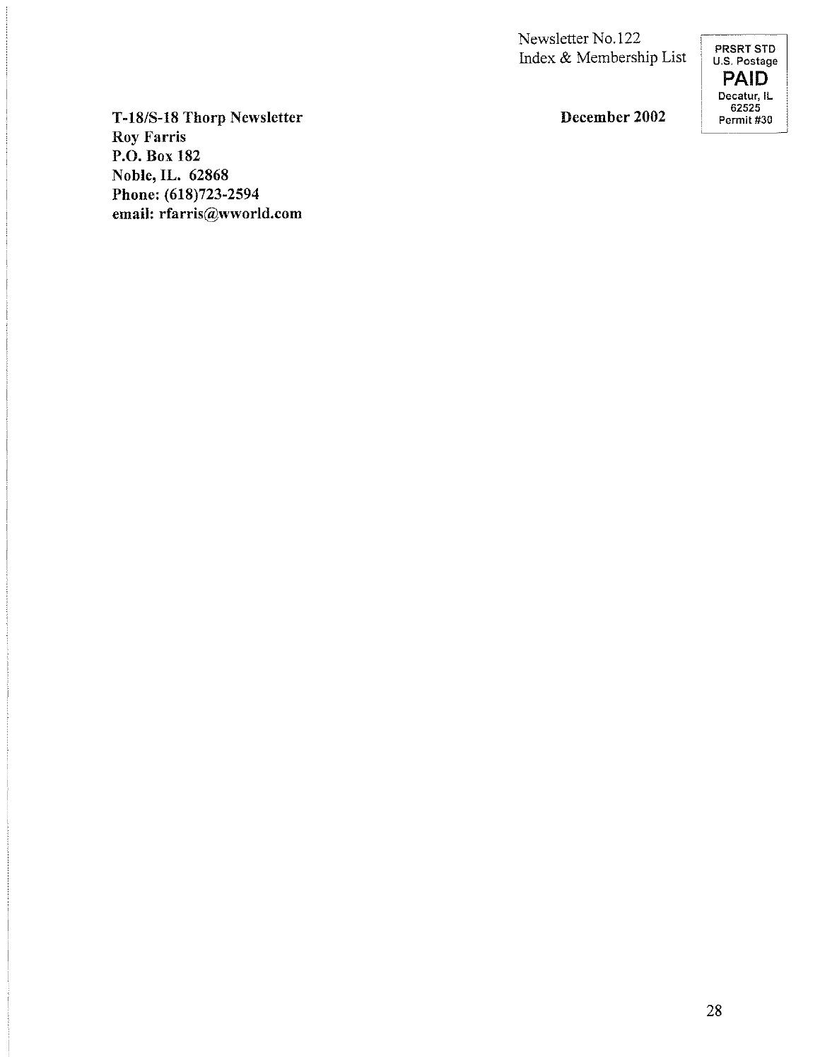Newsletter No.122
Index & Membership List

PRSRT STD
U.S. Postage
**PAID**
Decatur, IL
62525
Permit #30

**T-18/S-18 Thorp Newsletter**
**Roy Farris**
**P.O. Box 182**
**Noble, IL. 62868**
**Phone: (618)723-2594**
**email: rfarris@wworld.com**

**December 2002**